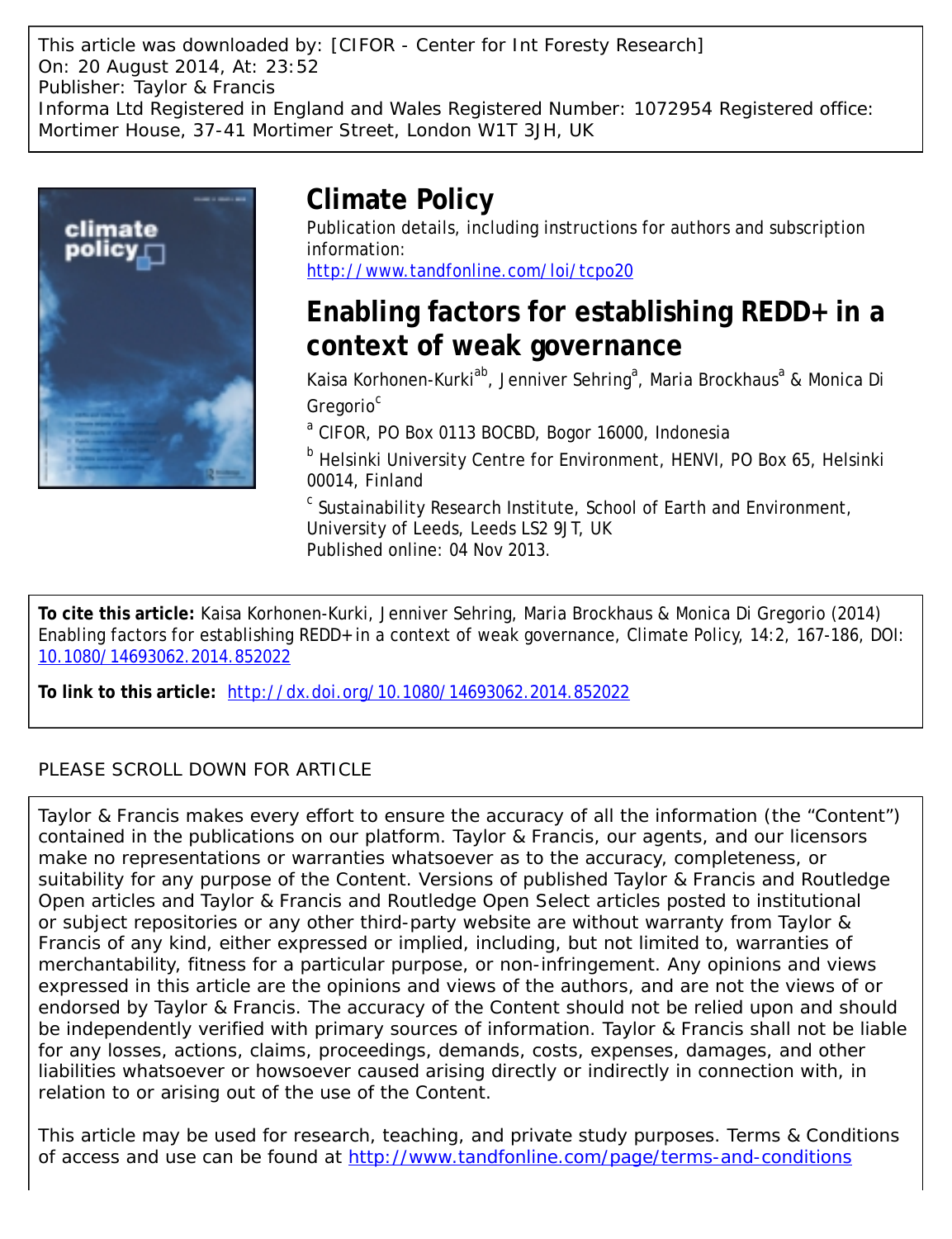This article was downloaded by: [CIFOR - Center for Int Foresty Research]
On: 20 August 2014, At: 23:52
Publisher: Taylor & Francis
Informa Ltd Registered in England and Wales Registered Number: 1072954 Registered office: Mortimer House, 37-41 Mortimer Street, London W1T 3JH, UK

# Climate Policy

Publication details, including instructions for authors and subscription information:
http://www.tandfonline.com/loi/tcpo20

## Enabling factors for establishing REDD+ in a context of weak governance

Kaisa Korhonen-Kurki[ab], Jenniver Sehring[a], Maria Brockhaus[a] & Monica Di Gregorio[c]

[a] CIFOR, PO Box 0113 BOCBD, Bogor 16000, Indonesia

[b] Helsinki University Centre for Environment, HENVI, PO Box 65, Helsinki 00014, Finland

[c] Sustainability Research Institute, School of Earth and Environment, University of Leeds, Leeds LS2 9JT, UK

Published online: 04 Nov 2013.

**To cite this article:** Kaisa Korhonen-Kurki, Jenniver Sehring, Maria Brockhaus & Monica Di Gregorio (2014) Enabling factors for establishing REDD+ in a context of weak governance, Climate Policy, 14:2, 167-186, DOI: 10.1080/14693062.2014.852022

**To link to this article:** http://dx.doi.org/10.1080/14693062.2014.852022

PLEASE SCROLL DOWN FOR ARTICLE

Taylor & Francis makes every effort to ensure the accuracy of all the information (the "Content") contained in the publications on our platform. Taylor & Francis, our agents, and our licensors make no representations or warranties whatsoever as to the accuracy, completeness, or suitability for any purpose of the Content. Versions of published Taylor & Francis and Routledge Open articles and Taylor & Francis and Routledge Open Select articles posted to institutional or subject repositories or any other third-party website are without warranty from Taylor & Francis of any kind, either expressed or implied, including, but not limited to, warranties of merchantability, fitness for a particular purpose, or non-infringement. Any opinions and views expressed in this article are the opinions and views of the authors, and are not the views of or endorsed by Taylor & Francis. The accuracy of the Content should not be relied upon and should be independently verified with primary sources of information. Taylor & Francis shall not be liable for any losses, actions, claims, proceedings, demands, costs, expenses, damages, and other liabilities whatsoever or howsoever caused arising directly or indirectly in connection with, in relation to or arising out of the use of the Content.

This article may be used for research, teaching, and private study purposes. Terms & Conditions of access and use can be found at http://www.tandfonline.com/page/terms-and-conditions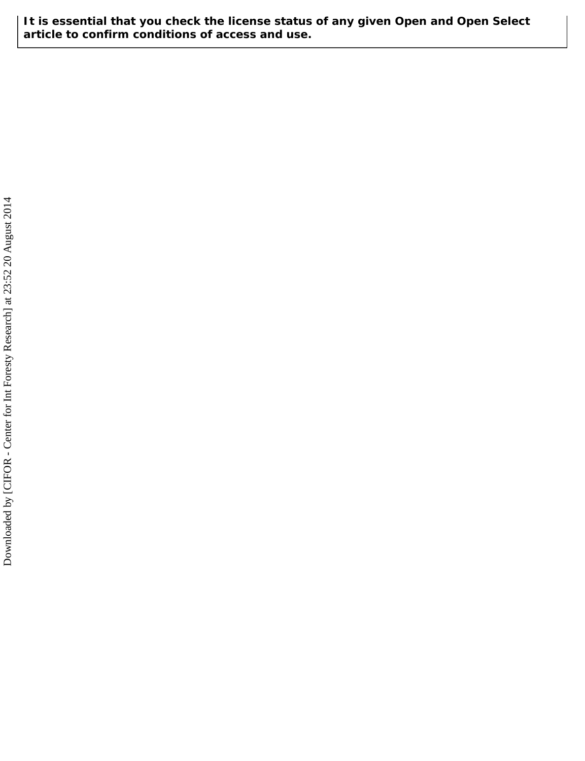**It is essential that you check the license status of any given Open and Open Select article to confirm conditions of access and use.**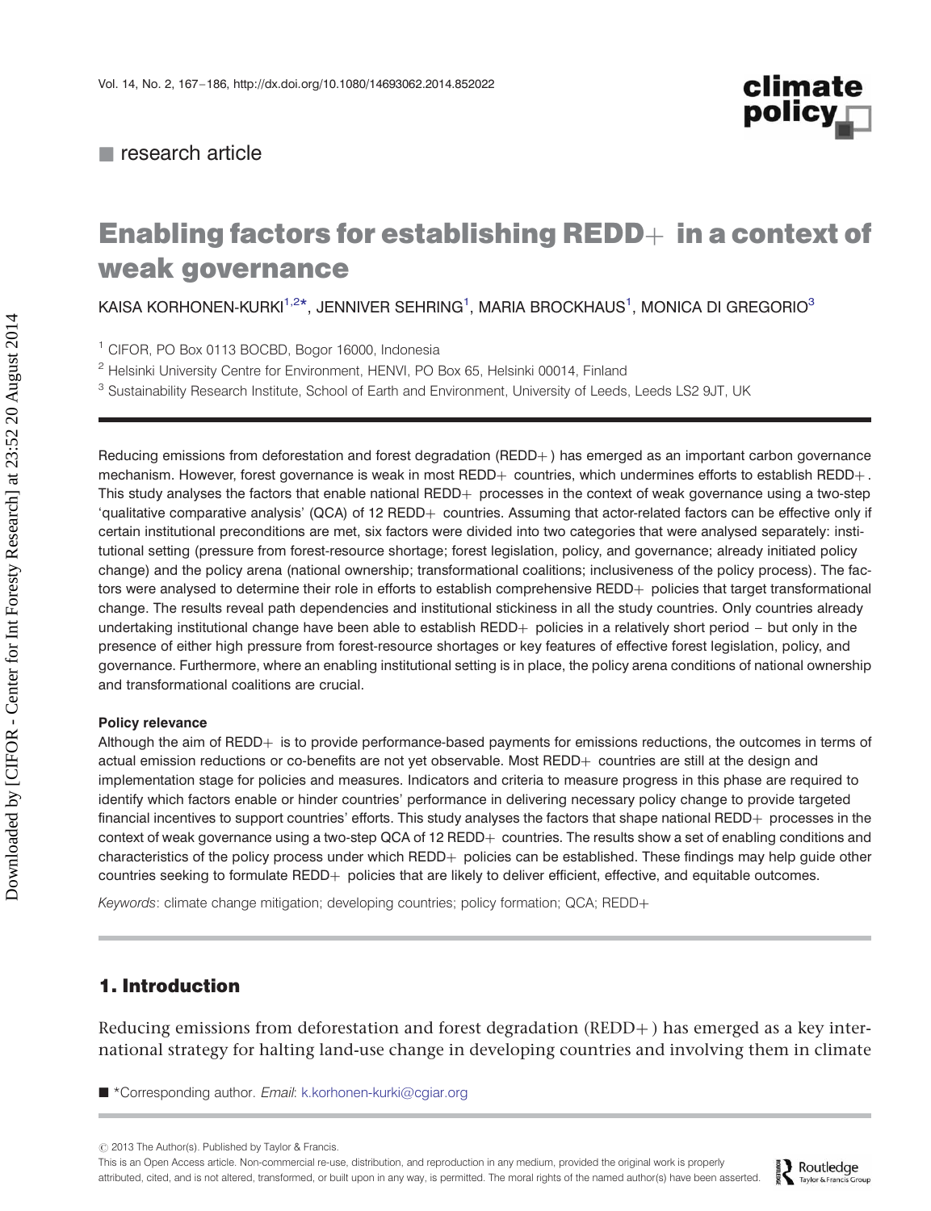■ research article

# Enabling factors for establishing REDD+ in a context of weak governance

KAISA KORHONEN-KURKI[1,2*], JENNIVER SEHRING[1], MARIA BROCKHAUS[1], MONICA DI GREGORIO[3]

[1] CIFOR, PO Box 0113 BOCBD, Bogor 16000, Indonesia

[2] Helsinki University Centre for Environment, HENVI, PO Box 65, Helsinki 00014, Finland

[3] Sustainability Research Institute, School of Earth and Environment, University of Leeds, Leeds LS2 9JT, UK

Reducing emissions from deforestation and forest degradation (REDD+) has emerged as an important carbon governance mechanism. However, forest governance is weak in most REDD+ countries, which undermines efforts to establish REDD+. This study analyses the factors that enable national REDD+ processes in the context of weak governance using a two-step 'qualitative comparative analysis' (QCA) of 12 REDD+ countries. Assuming that actor-related factors can be effective only if certain institutional preconditions are met, six factors were divided into two categories that were analysed separately: institutional setting (pressure from forest-resource shortage; forest legislation, policy, and governance; already initiated policy change) and the policy arena (national ownership; transformational coalitions; inclusiveness of the policy process). The factors were analysed to determine their role in efforts to establish comprehensive REDD+ policies that target transformational change. The results reveal path dependencies and institutional stickiness in all the study countries. Only countries already undertaking institutional change have been able to establish REDD+ policies in a relatively short period – but only in the presence of either high pressure from forest-resource shortages or key features of effective forest legislation, policy, and governance. Furthermore, where an enabling institutional setting is in place, the policy arena conditions of national ownership and transformational coalitions are crucial.

**Policy relevance**

Although the aim of REDD+ is to provide performance-based payments for emissions reductions, the outcomes in terms of actual emission reductions or co-benefits are not yet observable. Most REDD+ countries are still at the design and implementation stage for policies and measures. Indicators and criteria to measure progress in this phase are required to identify which factors enable or hinder countries' performance in delivering necessary policy change to provide targeted financial incentives to support countries' efforts. This study analyses the factors that shape national REDD+ processes in the context of weak governance using a two-step QCA of 12 REDD+ countries. The results show a set of enabling conditions and characteristics of the policy process under which REDD+ policies can be established. These findings may help guide other countries seeking to formulate REDD+ policies that are likely to deliver efficient, effective, and equitable outcomes.

*Keywords*: climate change mitigation; developing countries; policy formation; QCA; REDD+

## 1. Introduction

Reducing emissions from deforestation and forest degradation (REDD+) has emerged as a key international strategy for halting land-use change in developing countries and involving them in climate

■ *Corresponding author. *Email*: k.korhonen-kurki@cgiar.org

© 2013 The Author(s). Published by Taylor & Francis.
This is an Open Access article. Non-commercial re-use, distribution, and reproduction in any medium, provided the original work is properly attributed, cited, and is not altered, transformed, or built upon in any way, is permitted. The moral rights of the named author(s) have been asserted.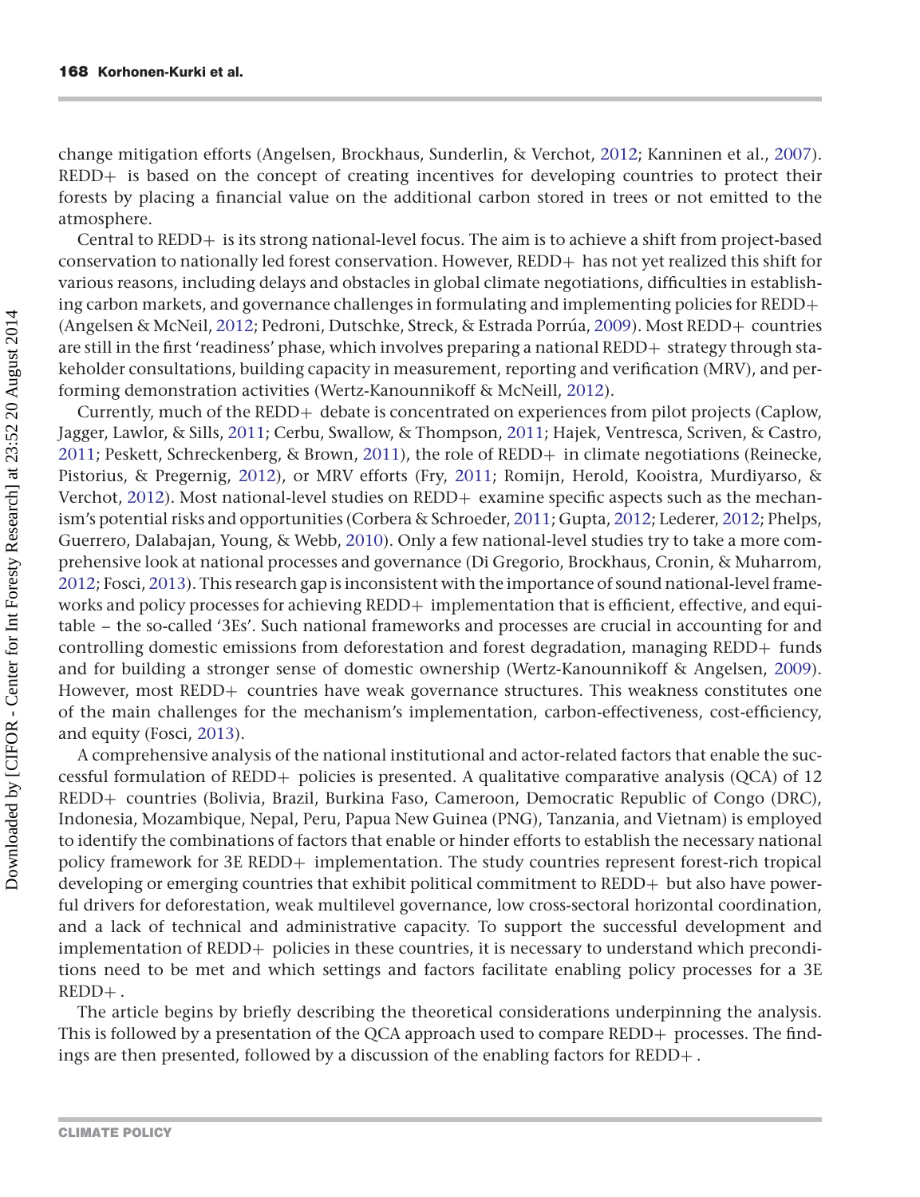change mitigation efforts (Angelsen, Brockhaus, Sunderlin, & Verchot, 2012; Kanninen et al., 2007). REDD+ is based on the concept of creating incentives for developing countries to protect their forests by placing a financial value on the additional carbon stored in trees or not emitted to the atmosphere.

Central to REDD+ is its strong national-level focus. The aim is to achieve a shift from project-based conservation to nationally led forest conservation. However, REDD+ has not yet realized this shift for various reasons, including delays and obstacles in global climate negotiations, difficulties in establishing carbon markets, and governance challenges in formulating and implementing policies for REDD+ (Angelsen & McNeil, 2012; Pedroni, Dutschke, Streck, & Estrada Porrúa, 2009). Most REDD+ countries are still in the first 'readiness' phase, which involves preparing a national REDD+ strategy through stakeholder consultations, building capacity in measurement, reporting and verification (MRV), and performing demonstration activities (Wertz-Kanounnikoff & McNeill, 2012).

Currently, much of the REDD+ debate is concentrated on experiences from pilot projects (Caplow, Jagger, Lawlor, & Sills, 2011; Cerbu, Swallow, & Thompson, 2011; Hajek, Ventresca, Scriven, & Castro, 2011; Peskett, Schreckenberg, & Brown, 2011), the role of REDD+ in climate negotiations (Reinecke, Pistorius, & Pregernig, 2012), or MRV efforts (Fry, 2011; Romijn, Herold, Kooistra, Murdiyarso, & Verchot, 2012). Most national-level studies on REDD+ examine specific aspects such as the mechanism's potential risks and opportunities (Corbera & Schroeder, 2011; Gupta, 2012; Lederer, 2012; Phelps, Guerrero, Dalabajan, Young, & Webb, 2010). Only a few national-level studies try to take a more comprehensive look at national processes and governance (Di Gregorio, Brockhaus, Cronin, & Muharrom, 2012; Fosci, 2013). This research gap is inconsistent with the importance of sound national-level frameworks and policy processes for achieving REDD+ implementation that is efficient, effective, and equitable – the so-called '3Es'. Such national frameworks and processes are crucial in accounting for and controlling domestic emissions from deforestation and forest degradation, managing REDD+ funds and for building a stronger sense of domestic ownership (Wertz-Kanounnikoff & Angelsen, 2009). However, most REDD+ countries have weak governance structures. This weakness constitutes one of the main challenges for the mechanism's implementation, carbon-effectiveness, cost-efficiency, and equity (Fosci, 2013).

A comprehensive analysis of the national institutional and actor-related factors that enable the successful formulation of REDD+ policies is presented. A qualitative comparative analysis (QCA) of 12 REDD+ countries (Bolivia, Brazil, Burkina Faso, Cameroon, Democratic Republic of Congo (DRC), Indonesia, Mozambique, Nepal, Peru, Papua New Guinea (PNG), Tanzania, and Vietnam) is employed to identify the combinations of factors that enable or hinder efforts to establish the necessary national policy framework for 3E REDD+ implementation. The study countries represent forest-rich tropical developing or emerging countries that exhibit political commitment to REDD+ but also have powerful drivers for deforestation, weak multilevel governance, low cross-sectoral horizontal coordination, and a lack of technical and administrative capacity. To support the successful development and implementation of REDD+ policies in these countries, it is necessary to understand which preconditions need to be met and which settings and factors facilitate enabling policy processes for a 3E REDD+.

The article begins by briefly describing the theoretical considerations underpinning the analysis. This is followed by a presentation of the QCA approach used to compare REDD+ processes. The findings are then presented, followed by a discussion of the enabling factors for REDD+.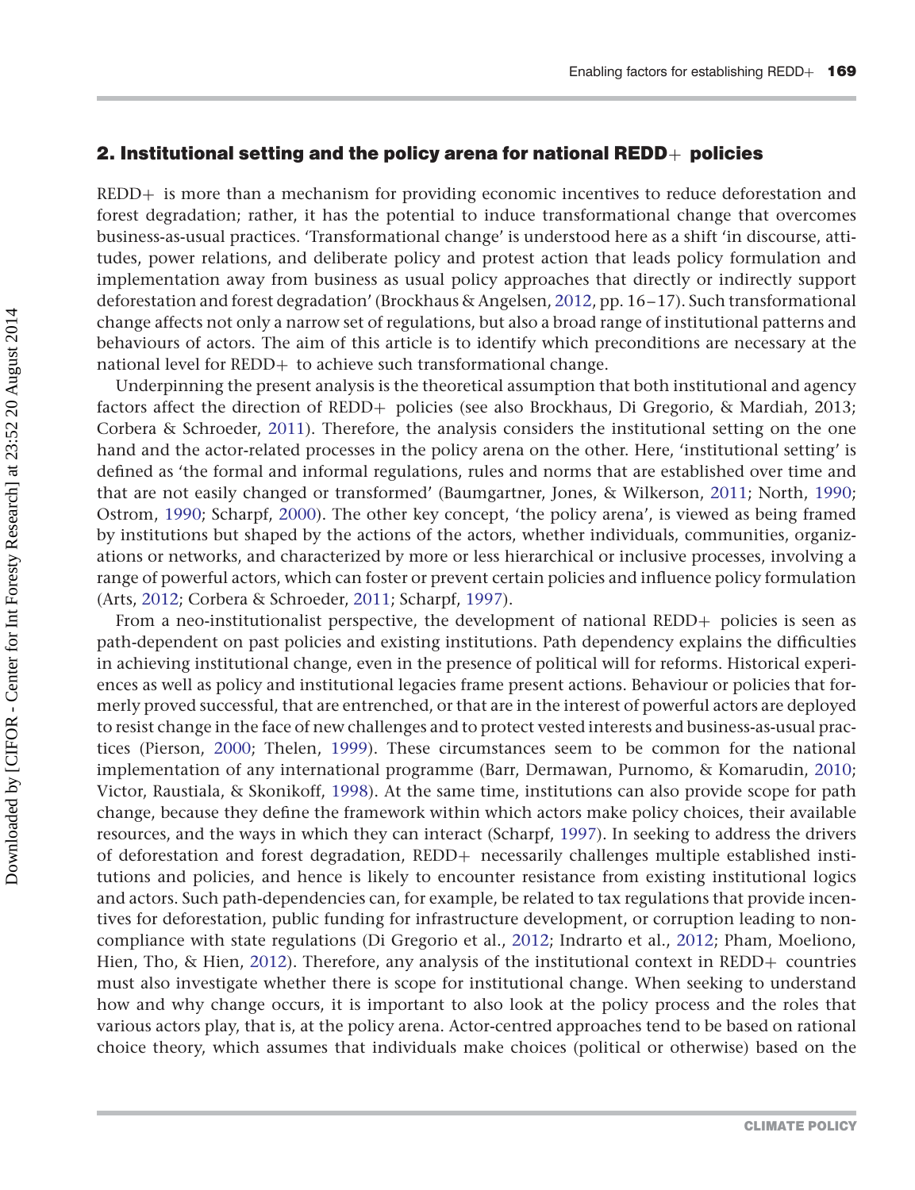## 2. Institutional setting and the policy arena for national REDD+ policies

REDD+ is more than a mechanism for providing economic incentives to reduce deforestation and forest degradation; rather, it has the potential to induce transformational change that overcomes business-as-usual practices. 'Transformational change' is understood here as a shift 'in discourse, attitudes, power relations, and deliberate policy and protest action that leads policy formulation and implementation away from business as usual policy approaches that directly or indirectly support deforestation and forest degradation' (Brockhaus & Angelsen, 2012, pp. 16–17). Such transformational change affects not only a narrow set of regulations, but also a broad range of institutional patterns and behaviours of actors. The aim of this article is to identify which preconditions are necessary at the national level for REDD+ to achieve such transformational change.

Underpinning the present analysis is the theoretical assumption that both institutional and agency factors affect the direction of REDD+ policies (see also Brockhaus, Di Gregorio, & Mardiah, 2013; Corbera & Schroeder, 2011). Therefore, the analysis considers the institutional setting on the one hand and the actor-related processes in the policy arena on the other. Here, 'institutional setting' is defined as 'the formal and informal regulations, rules and norms that are established over time and that are not easily changed or transformed' (Baumgartner, Jones, & Wilkerson, 2011; North, 1990; Ostrom, 1990; Scharpf, 2000). The other key concept, 'the policy arena', is viewed as being framed by institutions but shaped by the actions of the actors, whether individuals, communities, organizations or networks, and characterized by more or less hierarchical or inclusive processes, involving a range of powerful actors, which can foster or prevent certain policies and influence policy formulation (Arts, 2012; Corbera & Schroeder, 2011; Scharpf, 1997).

From a neo-institutionalist perspective, the development of national REDD+ policies is seen as path-dependent on past policies and existing institutions. Path dependency explains the difficulties in achieving institutional change, even in the presence of political will for reforms. Historical experiences as well as policy and institutional legacies frame present actions. Behaviour or policies that formerly proved successful, that are entrenched, or that are in the interest of powerful actors are deployed to resist change in the face of new challenges and to protect vested interests and business-as-usual practices (Pierson, 2000; Thelen, 1999). These circumstances seem to be common for the national implementation of any international programme (Barr, Dermawan, Purnomo, & Komarudin, 2010; Victor, Raustiala, & Skonikoff, 1998). At the same time, institutions can also provide scope for path change, because they define the framework within which actors make policy choices, their available resources, and the ways in which they can interact (Scharpf, 1997). In seeking to address the drivers of deforestation and forest degradation, REDD+ necessarily challenges multiple established institutions and policies, and hence is likely to encounter resistance from existing institutional logics and actors. Such path-dependencies can, for example, be related to tax regulations that provide incentives for deforestation, public funding for infrastructure development, or corruption leading to non-compliance with state regulations (Di Gregorio et al., 2012; Indrarto et al., 2012; Pham, Moeliono, Hien, Tho, & Hien, 2012). Therefore, any analysis of the institutional context in REDD+ countries must also investigate whether there is scope for institutional change. When seeking to understand how and why change occurs, it is important to also look at the policy process and the roles that various actors play, that is, at the policy arena. Actor-centred approaches tend to be based on rational choice theory, which assumes that individuals make choices (political or otherwise) based on the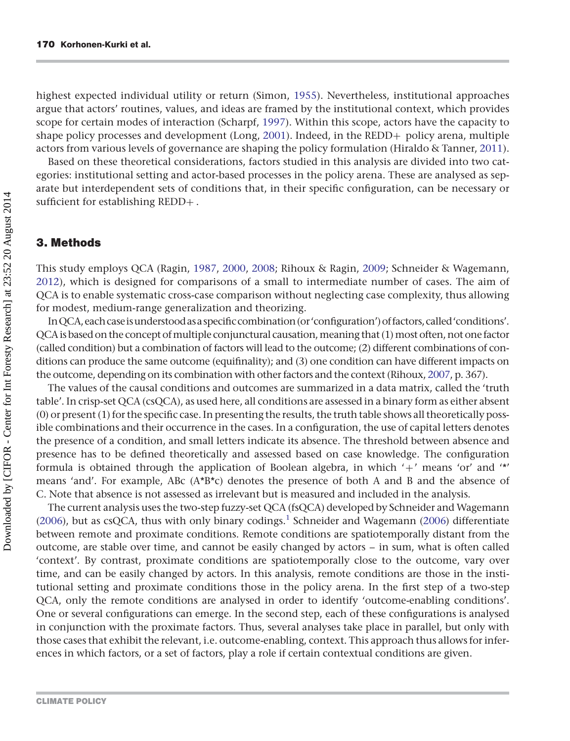highest expected individual utility or return (Simon, 1955). Nevertheless, institutional approaches argue that actors' routines, values, and ideas are framed by the institutional context, which provides scope for certain modes of interaction (Scharpf, 1997). Within this scope, actors have the capacity to shape policy processes and development (Long, 2001). Indeed, in the REDD+ policy arena, multiple actors from various levels of governance are shaping the policy formulation (Hiraldo & Tanner, 2011).

Based on these theoretical considerations, factors studied in this analysis are divided into two categories: institutional setting and actor-based processes in the policy arena. These are analysed as separate but interdependent sets of conditions that, in their specific configuration, can be necessary or sufficient for establishing REDD+.

## 3. Methods

This study employs QCA (Ragin, 1987, 2000, 2008; Rihoux & Ragin, 2009; Schneider & Wagemann, 2012), which is designed for comparisons of a small to intermediate number of cases. The aim of QCA is to enable systematic cross-case comparison without neglecting case complexity, thus allowing for modest, medium-range generalization and theorizing.

In QCA, each case is understood as a specific combination (or 'configuration') of factors, called 'conditions'. QCA is based on the concept of multiple conjunctural causation, meaning that (1) most often, not one factor (called condition) but a combination of factors will lead to the outcome; (2) different combinations of conditions can produce the same outcome (equifinality); and (3) one condition can have different impacts on the outcome, depending on its combination with other factors and the context (Rihoux, 2007, p. 367).

The values of the causal conditions and outcomes are summarized in a data matrix, called the 'truth table'. In crisp-set QCA (csQCA), as used here, all conditions are assessed in a binary form as either absent (0) or present (1) for the specific case. In presenting the results, the truth table shows all theoretically possible combinations and their occurrence in the cases. In a configuration, the use of capital letters denotes the presence of a condition, and small letters indicate its absence. The threshold between absence and presence has to be defined theoretically and assessed based on case knowledge. The configuration formula is obtained through the application of Boolean algebra, in which '+' means 'or' and '*' means 'and'. For example, ABc (A*B*c) denotes the presence of both A and B and the absence of C. Note that absence is not assessed as irrelevant but is measured and included in the analysis.

The current analysis uses the two-step fuzzy-set QCA (fsQCA) developed by Schneider and Wagemann (2006), but as csQCA, thus with only binary codings.[1] Schneider and Wagemann (2006) differentiate between remote and proximate conditions. Remote conditions are spatiotemporally distant from the outcome, are stable over time, and cannot be easily changed by actors – in sum, what is often called 'context'. By contrast, proximate conditions are spatiotemporally close to the outcome, vary over time, and can be easily changed by actors. In this analysis, remote conditions are those in the institutional setting and proximate conditions those in the policy arena. In the first step of a two-step QCA, only the remote conditions are analysed in order to identify 'outcome-enabling conditions'. One or several configurations can emerge. In the second step, each of these configurations is analysed in conjunction with the proximate factors. Thus, several analyses take place in parallel, but only with those cases that exhibit the relevant, i.e. outcome-enabling, context. This approach thus allows for inferences in which factors, or a set of factors, play a role if certain contextual conditions are given.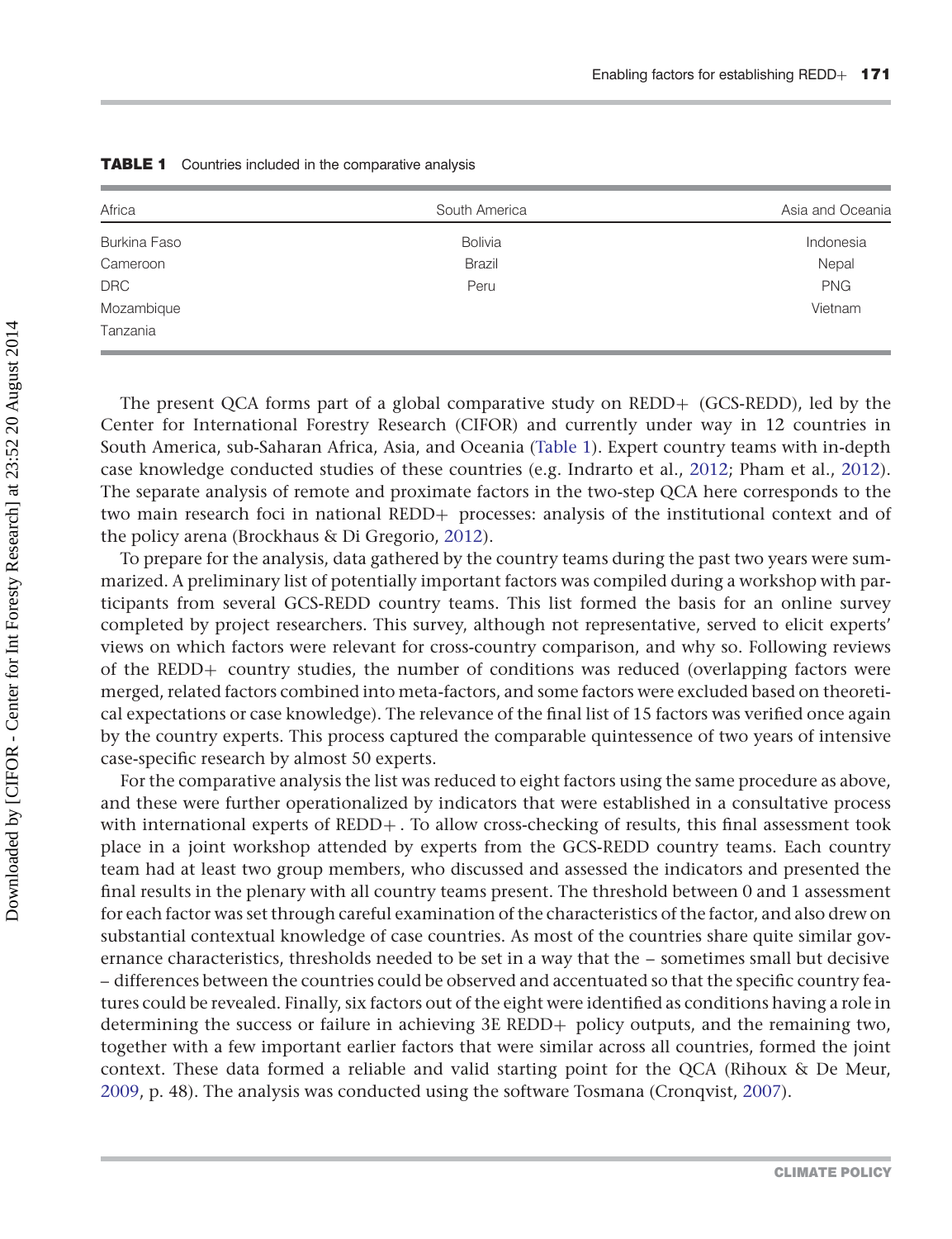**TABLE 1** Countries included in the comparative analysis

| Africa | South America | Asia and Oceania |
|---|---|---|
| Burkina Faso | Bolivia | Indonesia |
| Cameroon | Brazil | Nepal |
| DRC | Peru | PNG |
| Mozambique | | Vietnam |
| Tanzania | | |

The present QCA forms part of a global comparative study on REDD+ (GCS-REDD), led by the Center for International Forestry Research (CIFOR) and currently under way in 12 countries in South America, sub-Saharan Africa, Asia, and Oceania (Table 1). Expert country teams with in-depth case knowledge conducted studies of these countries (e.g. Indrarto et al., 2012; Pham et al., 2012). The separate analysis of remote and proximate factors in the two-step QCA here corresponds to the two main research foci in national REDD+ processes: analysis of the institutional context and of the policy arena (Brockhaus & Di Gregorio, 2012).

To prepare for the analysis, data gathered by the country teams during the past two years were summarized. A preliminary list of potentially important factors was compiled during a workshop with participants from several GCS-REDD country teams. This list formed the basis for an online survey completed by project researchers. This survey, although not representative, served to elicit experts' views on which factors were relevant for cross-country comparison, and why so. Following reviews of the REDD+ country studies, the number of conditions was reduced (overlapping factors were merged, related factors combined into meta-factors, and some factors were excluded based on theoretical expectations or case knowledge). The relevance of the final list of 15 factors was verified once again by the country experts. This process captured the comparable quintessence of two years of intensive case-specific research by almost 50 experts.

For the comparative analysis the list was reduced to eight factors using the same procedure as above, and these were further operationalized by indicators that were established in a consultative process with international experts of REDD+. To allow cross-checking of results, this final assessment took place in a joint workshop attended by experts from the GCS-REDD country teams. Each country team had at least two group members, who discussed and assessed the indicators and presented the final results in the plenary with all country teams present. The threshold between 0 and 1 assessment for each factor was set through careful examination of the characteristics of the factor, and also drew on substantial contextual knowledge of case countries. As most of the countries share quite similar governance characteristics, thresholds needed to be set in a way that the – sometimes small but decisive – differences between the countries could be observed and accentuated so that the specific country features could be revealed. Finally, six factors out of the eight were identified as conditions having a role in determining the success or failure in achieving 3E REDD+ policy outputs, and the remaining two, together with a few important earlier factors that were similar across all countries, formed the joint context. These data formed a reliable and valid starting point for the QCA (Rihoux & De Meur, 2009, p. 48). The analysis was conducted using the software Tosmana (Cronqvist, 2007).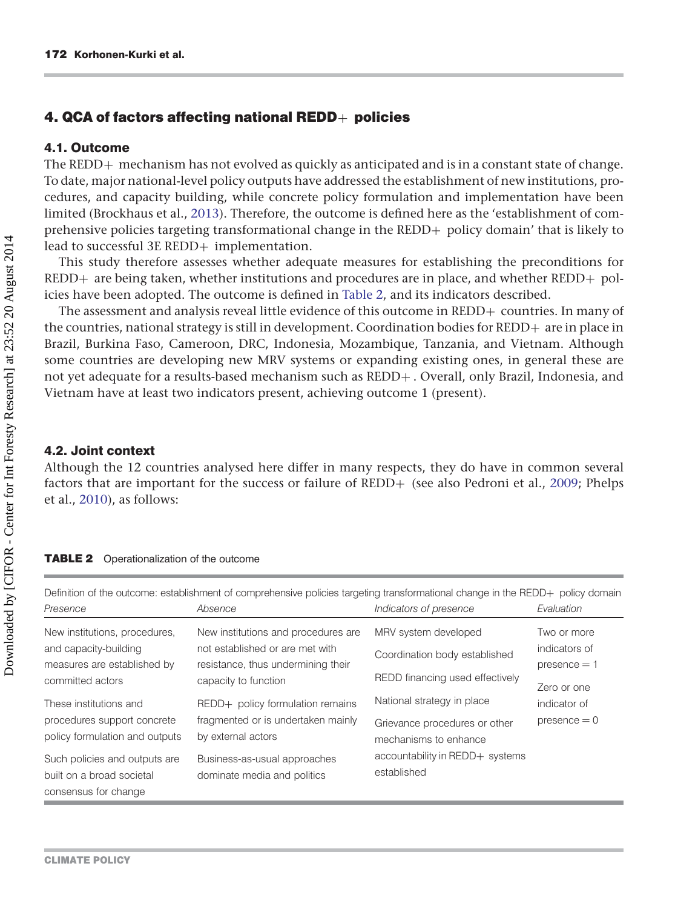## 4. QCA of factors affecting national REDD+ policies

### 4.1. Outcome

The REDD+ mechanism has not evolved as quickly as anticipated and is in a constant state of change. To date, major national-level policy outputs have addressed the establishment of new institutions, procedures, and capacity building, while concrete policy formulation and implementation have been limited (Brockhaus et al., 2013). Therefore, the outcome is defined here as the 'establishment of comprehensive policies targeting transformational change in the REDD+ policy domain' that is likely to lead to successful 3E REDD+ implementation.

This study therefore assesses whether adequate measures for establishing the preconditions for REDD+ are being taken, whether institutions and procedures are in place, and whether REDD+ policies have been adopted. The outcome is defined in Table 2, and its indicators described.

The assessment and analysis reveal little evidence of this outcome in REDD+ countries. In many of the countries, national strategy is still in development. Coordination bodies for REDD+ are in place in Brazil, Burkina Faso, Cameroon, DRC, Indonesia, Mozambique, Tanzania, and Vietnam. Although some countries are developing new MRV systems or expanding existing ones, in general these are not yet adequate for a results-based mechanism such as REDD+. Overall, only Brazil, Indonesia, and Vietnam have at least two indicators present, achieving outcome 1 (present).

### 4.2. Joint context

Although the 12 countries analysed here differ in many respects, they do have in common several factors that are important for the success or failure of REDD+ (see also Pedroni et al., 2009; Phelps et al., 2010), as follows:

**TABLE 2** Operationalization of the outcome

| Definition of the outcome: establishment of comprehensive policies targeting transformational change in the REDD+ policy domain | | | |
|---|---|---|---|
| *Presence* | *Absence* | *Indicators of presence* | *Evaluation* |
| New institutions, procedures, and capacity-building measures are established by committed actors | New institutions and procedures are not established or are met with resistance, thus undermining their capacity to function | MRV system developed; Coordination body established; REDD financing used effectively | Two or more indicators of presence = 1 |
| These institutions and procedures support concrete policy formulation and outputs | REDD+ policy formulation remains fragmented or is undertaken mainly by external actors | National strategy in place | Zero or one indicator of presence = 0 |
| Such policies and outputs are built on a broad societal consensus for change | Business-as-usual approaches dominate media and politics | Grievance procedures or other mechanisms to enhance accountability in REDD+ systems established | |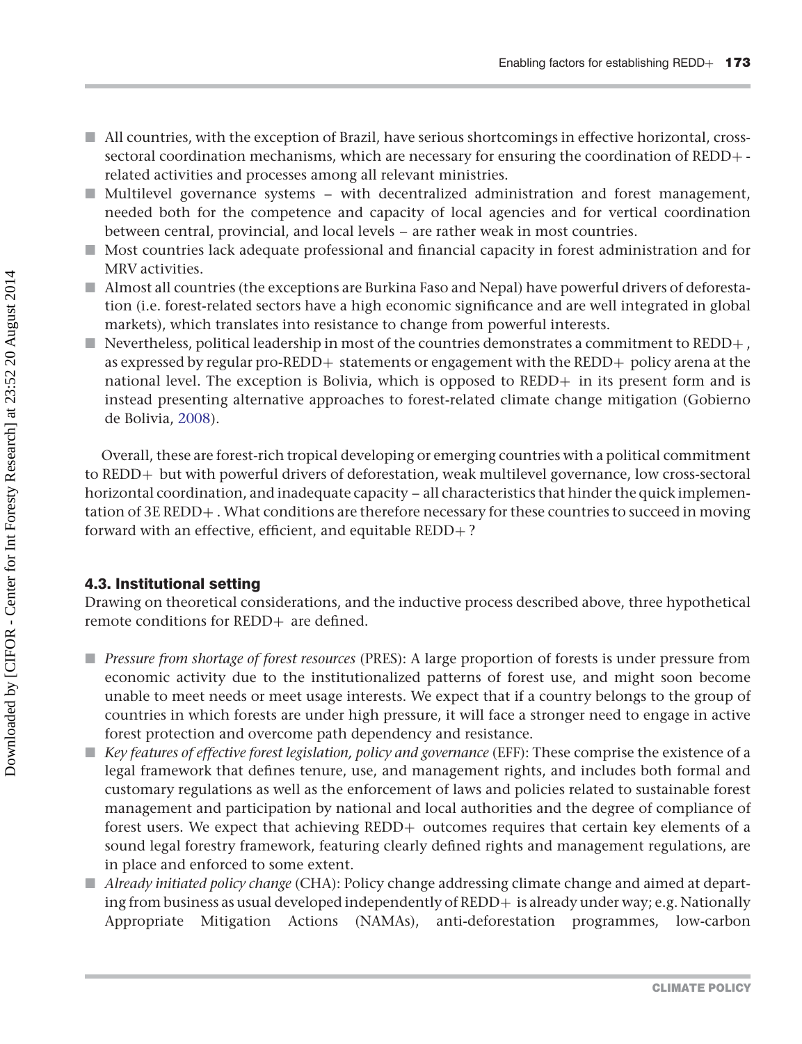- All countries, with the exception of Brazil, have serious shortcomings in effective horizontal, cross-sectoral coordination mechanisms, which are necessary for ensuring the coordination of REDD+-related activities and processes among all relevant ministries.
- Multilevel governance systems – with decentralized administration and forest management, needed both for the competence and capacity of local agencies and for vertical coordination between central, provincial, and local levels – are rather weak in most countries.
- Most countries lack adequate professional and financial capacity in forest administration and for MRV activities.
- Almost all countries (the exceptions are Burkina Faso and Nepal) have powerful drivers of deforestation (i.e. forest-related sectors have a high economic significance and are well integrated in global markets), which translates into resistance to change from powerful interests.
- Nevertheless, political leadership in most of the countries demonstrates a commitment to REDD+, as expressed by regular pro-REDD+ statements or engagement with the REDD+ policy arena at the national level. The exception is Bolivia, which is opposed to REDD+ in its present form and is instead presenting alternative approaches to forest-related climate change mitigation (Gobierno de Bolivia, 2008).

Overall, these are forest-rich tropical developing or emerging countries with a political commitment to REDD+ but with powerful drivers of deforestation, weak multilevel governance, low cross-sectoral horizontal coordination, and inadequate capacity – all characteristics that hinder the quick implementation of 3E REDD+. What conditions are therefore necessary for these countries to succeed in moving forward with an effective, efficient, and equitable REDD+?

### 4.3. Institutional setting

Drawing on theoretical considerations, and the inductive process described above, three hypothetical remote conditions for REDD+ are defined.

- *Pressure from shortage of forest resources* (PRES): A large proportion of forests is under pressure from economic activity due to the institutionalized patterns of forest use, and might soon become unable to meet needs or meet usage interests. We expect that if a country belongs to the group of countries in which forests are under high pressure, it will face a stronger need to engage in active forest protection and overcome path dependency and resistance.
- *Key features of effective forest legislation, policy and governance* (EFF): These comprise the existence of a legal framework that defines tenure, use, and management rights, and includes both formal and customary regulations as well as the enforcement of laws and policies related to sustainable forest management and participation by national and local authorities and the degree of compliance of forest users. We expect that achieving REDD+ outcomes requires that certain key elements of a sound legal forestry framework, featuring clearly defined rights and management regulations, are in place and enforced to some extent.
- *Already initiated policy change* (CHA): Policy change addressing climate change and aimed at departing from business as usual developed independently of REDD+ is already under way; e.g. Nationally Appropriate Mitigation Actions (NAMAs), anti-deforestation programmes, low-carbon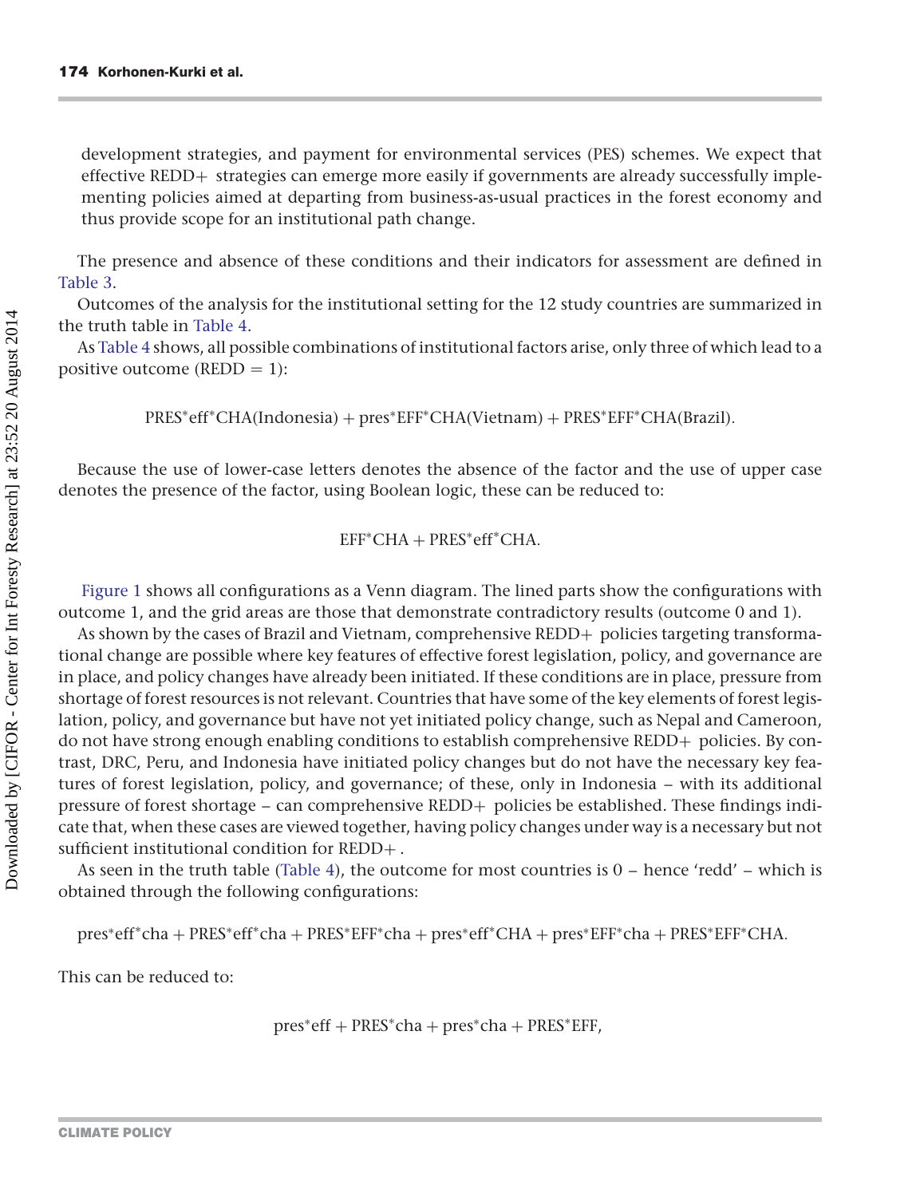development strategies, and payment for environmental services (PES) schemes. We expect that effective REDD+ strategies can emerge more easily if governments are already successfully implementing policies aimed at departing from business-as-usual practices in the forest economy and thus provide scope for an institutional path change.

The presence and absence of these conditions and their indicators for assessment are defined in Table 3.

Outcomes of the analysis for the institutional setting for the 12 study countries are summarized in the truth table in Table 4.

As Table 4 shows, all possible combinations of institutional factors arise, only three of which lead to a positive outcome (REDD = 1):

$$\text{PRES}^{*}\text{eff}^{*}\text{CHA(Indonesia)} + \text{pres}^{*}\text{EFF}^{*}\text{CHA(Vietnam)} + \text{PRES}^{*}\text{EFF}^{*}\text{CHA(Brazil)}.$$

Because the use of lower-case letters denotes the absence of the factor and the use of upper case denotes the presence of the factor, using Boolean logic, these can be reduced to:

$$\text{EFF}^{*}\text{CHA} + \text{PRES}^{*}\text{eff}^{*}\text{CHA}.$$

Figure 1 shows all configurations as a Venn diagram. The lined parts show the configurations with outcome 1, and the grid areas are those that demonstrate contradictory results (outcome 0 and 1).

As shown by the cases of Brazil and Vietnam, comprehensive REDD+ policies targeting transformational change are possible where key features of effective forest legislation, policy, and governance are in place, and policy changes have already been initiated. If these conditions are in place, pressure from shortage of forest resources is not relevant. Countries that have some of the key elements of forest legislation, policy, and governance but have not yet initiated policy change, such as Nepal and Cameroon, do not have strong enough enabling conditions to establish comprehensive REDD+ policies. By contrast, DRC, Peru, and Indonesia have initiated policy changes but do not have the necessary key features of forest legislation, policy, and governance; of these, only in Indonesia – with its additional pressure of forest shortage – can comprehensive REDD+ policies be established. These findings indicate that, when these cases are viewed together, having policy changes under way is a necessary but not sufficient institutional condition for REDD+.

As seen in the truth table (Table 4), the outcome for most countries is 0 – hence 'redd' – which is obtained through the following configurations:

$$\text{pres}^{*}\text{eff}^{*}\text{cha} + \text{PRES}^{*}\text{eff}^{*}\text{cha} + \text{PRES}^{*}\text{EFF}^{*}\text{cha} + \text{pres}^{*}\text{eff}^{*}\text{CHA} + \text{pres}^{*}\text{EFF}^{*}\text{cha} + \text{PRES}^{*}\text{EFF}^{*}\text{CHA}.$$

This can be reduced to:

$$\text{pres}^{*}\text{eff} + \text{PRES}^{*}\text{cha} + \text{pres}^{*}\text{cha} + \text{PRES}^{*}\text{EFF},$$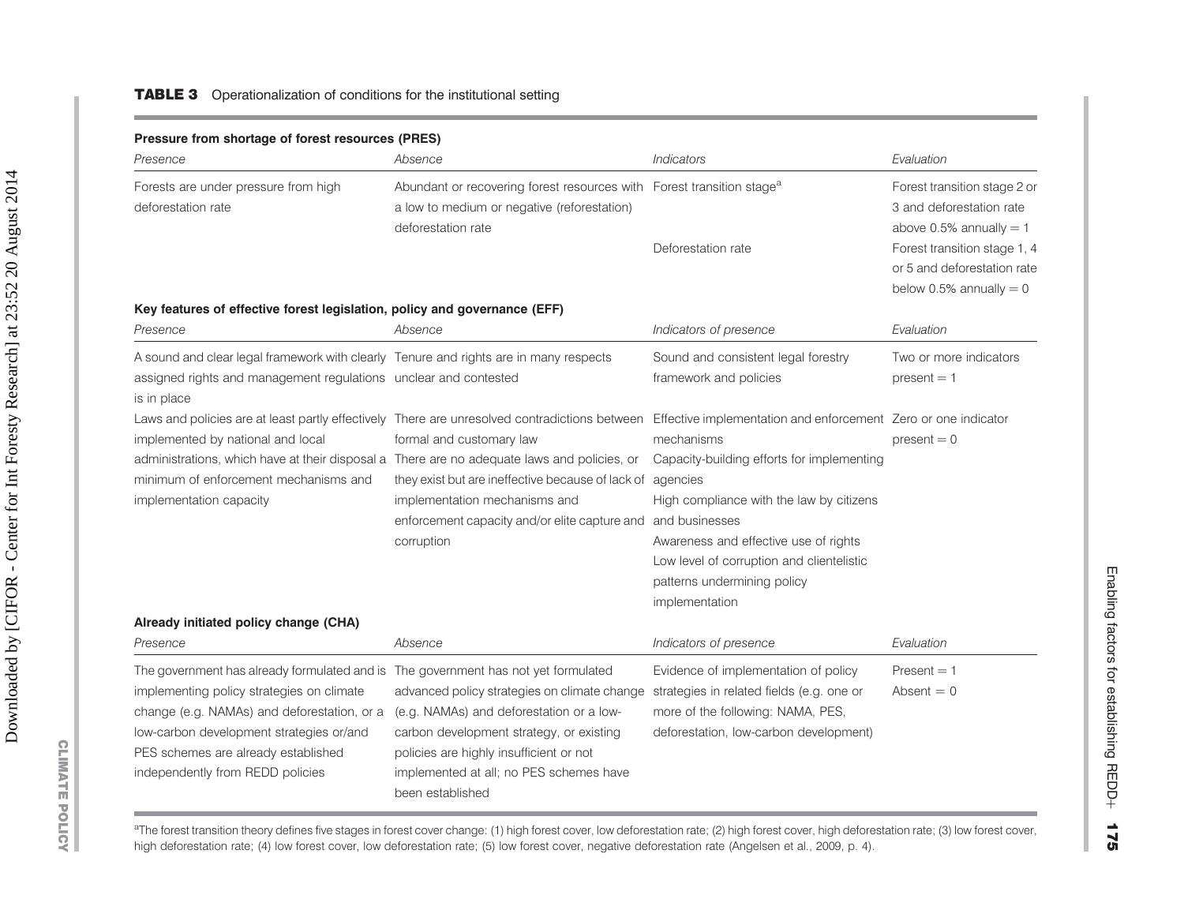**TABLE 3** Operationalization of conditions for the institutional setting

| **Pressure from shortage of forest resources (PRES)** | | | |
|---|---|---|---|
| *Presence* | *Absence* | *Indicators* | *Evaluation* |
| Forests are under pressure from high deforestation rate | Abundant or recovering forest resources with a low to medium or negative (reforestation) deforestation rate | Forest transition stage[a] | Forest transition stage 2 or 3 and deforestation rate above 0.5% annually = 1 |
| | | Deforestation rate | Forest transition stage 1, 4 or 5 and deforestation rate below 0.5% annually = 0 |
| **Key features of effective forest legislation, policy and governance (EFF)** | | | |
| *Presence* | *Absence* | *Indicators of presence* | *Evaluation* |
| A sound and clear legal framework with clearly assigned rights and management regulations is in place | Tenure and rights are in many respects unclear and contested | Sound and consistent legal forestry framework and policies | Two or more indicators present = 1 |
| Laws and policies are at least partly effectively implemented by national and local administrations, which have at their disposal a minimum of enforcement mechanisms and implementation capacity | There are unresolved contradictions between formal and customary law<br>There are no adequate laws and policies, or they exist but are ineffective because of lack of implementation mechanisms and enforcement capacity and/or elite capture and corruption | Effective implementation and enforcement mechanisms<br>Capacity-building efforts for implementing agencies<br>High compliance with the law by citizens and businesses<br>Awareness and effective use of rights<br>Low level of corruption and clientelistic patterns undermining policy implementation | Zero or one indicator present = 0 |
| **Already initiated policy change (CHA)** | | | |
| *Presence* | *Absence* | *Indicators of presence* | *Evaluation* |
| The government has already formulated and is implementing policy strategies on climate change (e.g. NAMAs) and deforestation, or a low-carbon development strategies or/and PES schemes are already established independently from REDD policies | The government has not yet formulated advanced policy strategies on climate change (e.g. NAMAs) and deforestation or a low-carbon development strategy, or existing policies are highly insufficient or not implemented at all; no PES schemes have been established | Evidence of implementation of policy strategies in related fields (e.g. one or more of the following: NAMA, PES, deforestation, low-carbon development) | Present = 1<br>Absent = 0 |

[a]The forest transition theory defines five stages in forest cover change: (1) high forest cover, low deforestation rate; (2) high forest cover, high deforestation rate; (3) low forest cover, high deforestation rate; (4) low forest cover, low deforestation rate; (5) low forest cover, negative deforestation rate (Angelsen et al., 2009, p. 4).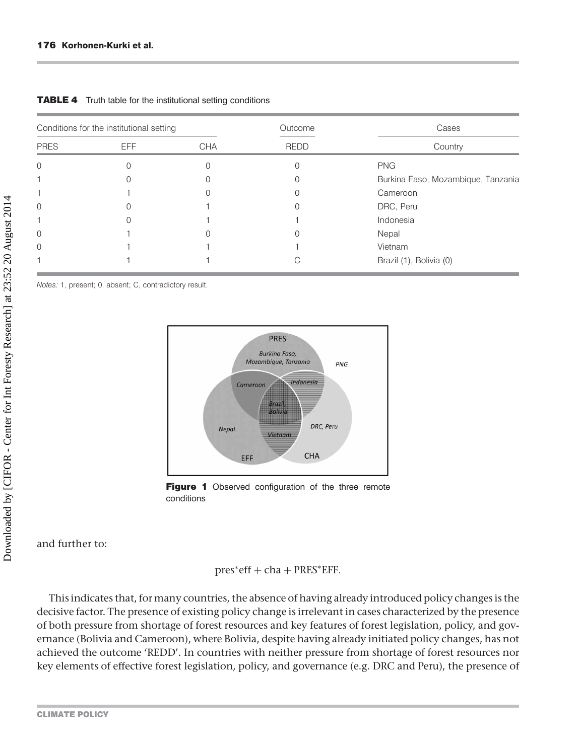**TABLE 4** Truth table for the institutional setting conditions

| Conditions for the institutional setting | | | Outcome | Cases |
|---|---|---|---|---|
| PRES | EFF | CHA | REDD | Country |
| 0 | 0 | 0 | 0 | PNG |
| 1 | 0 | 0 | 0 | Burkina Faso, Mozambique, Tanzania |
| 1 | 1 | 0 | 0 | Cameroon |
| 0 | 0 | 1 | 0 | DRC, Peru |
| 1 | 0 | 1 | 1 | Indonesia |
| 0 | 1 | 0 | 0 | Nepal |
| 0 | 1 | 1 | 1 | Vietnam |
| 1 | 1 | 1 | C | Brazil (1), Bolivia (0) |

*Notes:* 1, present; 0, absent; C, contradictory result.

**Figure 1** Observed configuration of the three remote conditions

and further to:

$$\text{pres}^*\text{eff} + \text{cha} + \text{PRES}^*\text{EFF}.$$

This indicates that, for many countries, the absence of having already introduced policy changes is the decisive factor. The presence of existing policy change is irrelevant in cases characterized by the presence of both pressure from shortage of forest resources and key features of forest legislation, policy, and governance (Bolivia and Cameroon), where Bolivia, despite having already initiated policy changes, has not achieved the outcome 'REDD'. In countries with neither pressure from shortage of forest resources nor key elements of effective forest legislation, policy, and governance (e.g. DRC and Peru), the presence of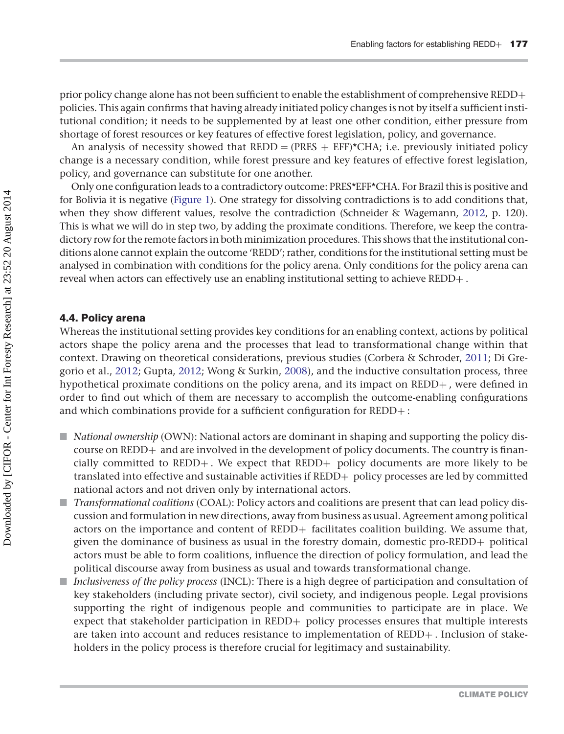prior policy change alone has not been sufficient to enable the establishment of comprehensive REDD+ policies. This again confirms that having already initiated policy changes is not by itself a sufficient institutional condition; it needs to be supplemented by at least one other condition, either pressure from shortage of forest resources or key features of effective forest legislation, policy, and governance.

An analysis of necessity showed that REDD = (PRES + EFF)*CHA; i.e. previously initiated policy change is a necessary condition, while forest pressure and key features of effective forest legislation, policy, and governance can substitute for one another.

Only one configuration leads to a contradictory outcome: PRES*EFF*CHA. For Brazil this is positive and for Bolivia it is negative (Figure 1). One strategy for dissolving contradictions is to add conditions that, when they show different values, resolve the contradiction (Schneider & Wagemann, 2012, p. 120). This is what we will do in step two, by adding the proximate conditions. Therefore, we keep the contradictory row for the remote factors in both minimization procedures. This shows that the institutional conditions alone cannot explain the outcome 'REDD'; rather, conditions for the institutional setting must be analysed in combination with conditions for the policy arena. Only conditions for the policy arena can reveal when actors can effectively use an enabling institutional setting to achieve REDD+.

## 4.4. Policy arena

Whereas the institutional setting provides key conditions for an enabling context, actions by political actors shape the policy arena and the processes that lead to transformational change within that context. Drawing on theoretical considerations, previous studies (Corbera & Schroder, 2011; Di Gregorio et al., 2012; Gupta, 2012; Wong & Surkin, 2008), and the inductive consultation process, three hypothetical proximate conditions on the policy arena, and its impact on REDD+, were defined in order to find out which of them are necessary to accomplish the outcome-enabling configurations and which combinations provide for a sufficient configuration for REDD+:

- *National ownership* (OWN): National actors are dominant in shaping and supporting the policy discourse on REDD+ and are involved in the development of policy documents. The country is financially committed to REDD+. We expect that REDD+ policy documents are more likely to be translated into effective and sustainable activities if REDD+ policy processes are led by committed national actors and not driven only by international actors.
- *Transformational coalitions* (COAL): Policy actors and coalitions are present that can lead policy discussion and formulation in new directions, away from business as usual. Agreement among political actors on the importance and content of REDD+ facilitates coalition building. We assume that, given the dominance of business as usual in the forestry domain, domestic pro-REDD+ political actors must be able to form coalitions, influence the direction of policy formulation, and lead the political discourse away from business as usual and towards transformational change.
- *Inclusiveness of the policy process* (INCL): There is a high degree of participation and consultation of key stakeholders (including private sector), civil society, and indigenous people. Legal provisions supporting the right of indigenous people and communities to participate are in place. We expect that stakeholder participation in REDD+ policy processes ensures that multiple interests are taken into account and reduces resistance to implementation of REDD+. Inclusion of stakeholders in the policy process is therefore crucial for legitimacy and sustainability.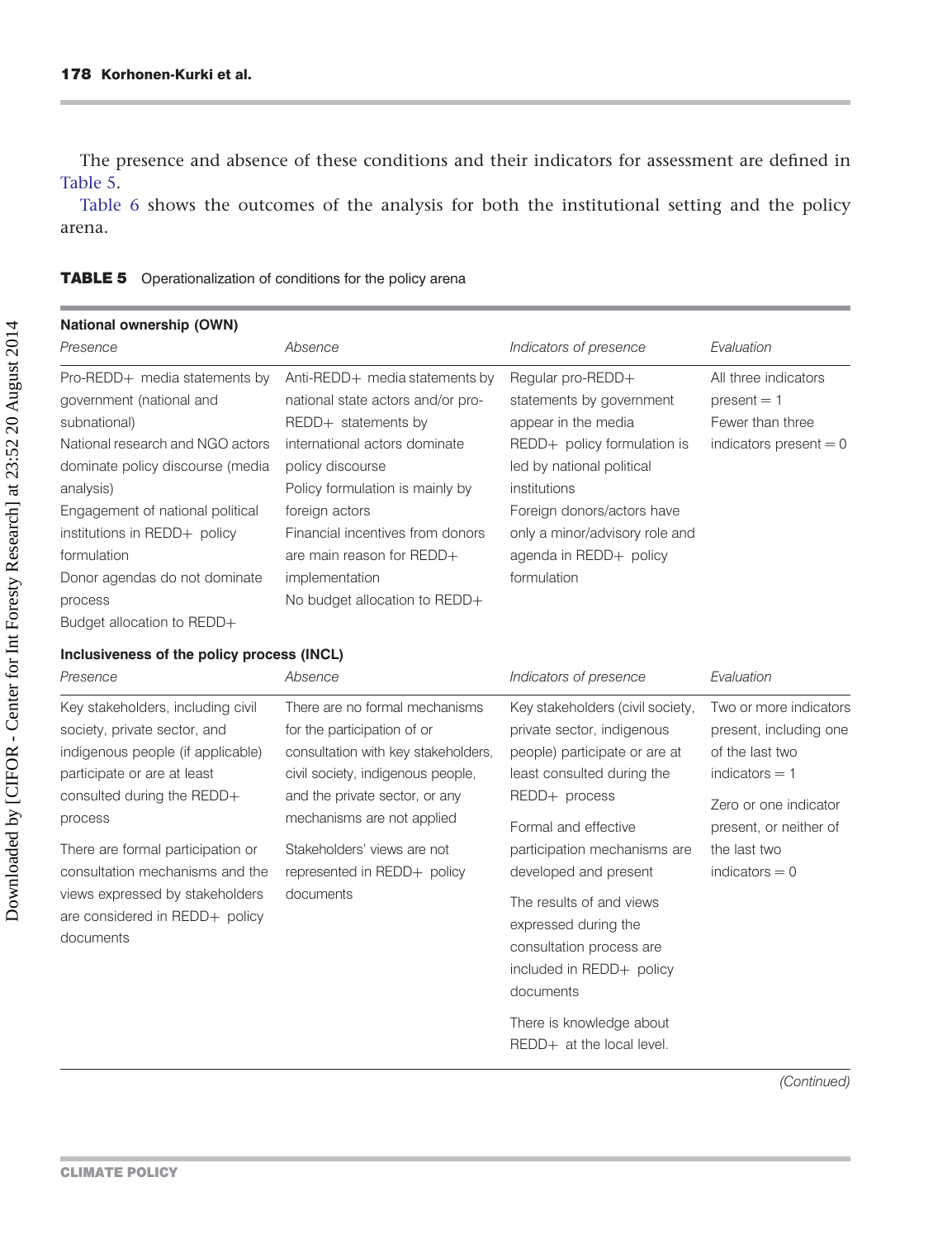The presence and absence of these conditions and their indicators for assessment are defined in Table 5.

Table 6 shows the outcomes of the analysis for both the institutional setting and the policy arena.

**TABLE 5** Operationalization of conditions for the policy arena

| **National ownership (OWN)** | | | |
|---|---|---|---|
| *Presence* | *Absence* | *Indicators of presence* | *Evaluation* |
| Pro-REDD+ media statements by government (national and subnational)<br>National research and NGO actors dominate policy discourse (media analysis)<br>Engagement of national political institutions in REDD+ policy formulation<br>Donor agendas do not dominate process<br>Budget allocation to REDD+ | Anti-REDD+ media statements by national state actors and/or pro-REDD+ statements by international actors dominate policy discourse<br>Policy formulation is mainly by foreign actors<br>Financial incentives from donors are main reason for REDD+ implementation<br>No budget allocation to REDD+ | Regular pro-REDD+ statements by government appear in the media<br>REDD+ policy formulation is led by national political institutions<br>Foreign donors/actors have only a minor/advisory role and agenda in REDD+ policy formulation | All three indicators present = 1<br>Fewer than three indicators present = 0 |
| **Inclusiveness of the policy process (INCL)** | | | |
| *Presence* | *Absence* | *Indicators of presence* | *Evaluation* |
| Key stakeholders, including civil society, private sector, and indigenous people (if applicable) participate or are at least consulted during the REDD+ process<br>There are formal participation or consultation mechanisms and the views expressed by stakeholders are considered in REDD+ policy documents | There are no formal mechanisms for the participation of or consultation with key stakeholders, civil society, indigenous people, and the private sector, or any mechanisms are not applied<br>Stakeholders' views are not represented in REDD+ policy documents | Key stakeholders (civil society, private sector, indigenous people) participate or are at least consulted during the REDD+ process<br>Formal and effective participation mechanisms are developed and present<br>The results of and views expressed during the consultation process are included in REDD+ policy documents<br>There is knowledge about REDD+ at the local level. | Two or more indicators present, including one of the last two indicators = 1<br>Zero or one indicator present, or neither of the last two indicators = 0 |

*(Continued)*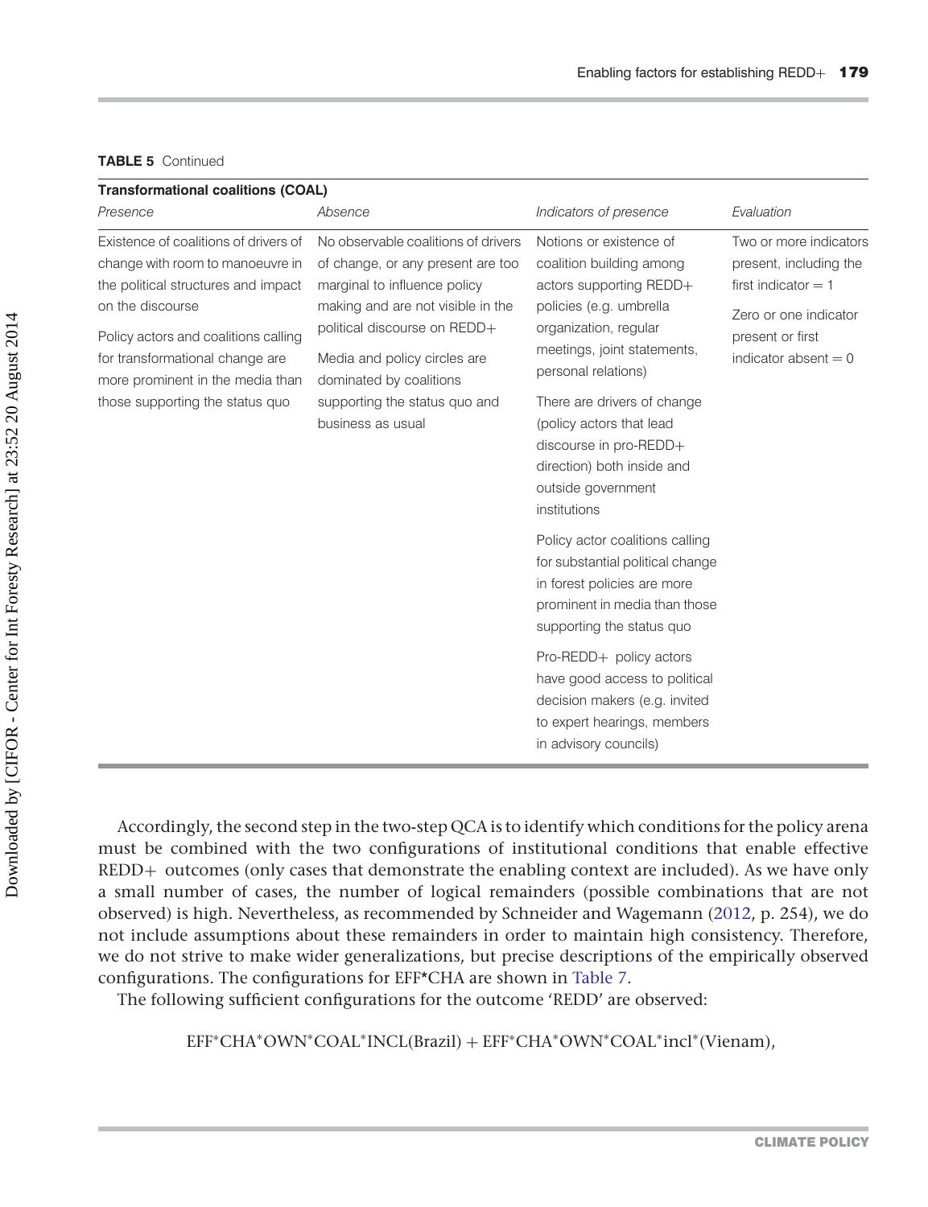**TABLE 5** Continued

| Transformational coalitions (COAL) | | | |
|---|---|---|---|
| *Presence* | *Absence* | *Indicators of presence* | *Evaluation* |
| Existence of coalitions of drivers of change with room to manoeuvre in the political structures and impact on the discourse<br><br>Policy actors and coalitions calling for transformational change are more prominent in the media than those supporting the status quo | No observable coalitions of drivers of change, or any present are too marginal to influence policy making and are not visible in the political discourse on REDD+<br><br>Media and policy circles are dominated by coalitions supporting the status quo and business as usual | Notions or existence of coalition building among actors supporting REDD+ policies (e.g. umbrella organization, regular meetings, joint statements, personal relations)<br><br>There are drivers of change (policy actors that lead discourse in pro-REDD+ direction) both inside and outside government institutions<br><br>Policy actor coalitions calling for substantial political change in forest policies are more prominent in media than those supporting the status quo<br><br>Pro-REDD+ policy actors have good access to political decision makers (e.g. invited to expert hearings, members in advisory councils) | Two or more indicators present, including the first indicator = 1<br><br>Zero or one indicator present or first indicator absent = 0 |

Accordingly, the second step in the two-step QCA is to identify which conditions for the policy arena must be combined with the two configurations of institutional conditions that enable effective REDD+ outcomes (only cases that demonstrate the enabling context are included). As we have only a small number of cases, the number of logical remainders (possible combinations that are not observed) is high. Nevertheless, as recommended by Schneider and Wagemann (2012, p. 254), we do not include assumptions about these remainders in order to maintain high consistency. Therefore, we do not strive to make wider generalizations, but precise descriptions of the empirically observed configurations. The configurations for EFF*CHA are shown in Table 7.

The following sufficient configurations for the outcome 'REDD' are observed:

EFF*CHA*OWN*COAL*INCL(Brazil) + EFF*CHA*OWN*COAL*incl*(Vienam),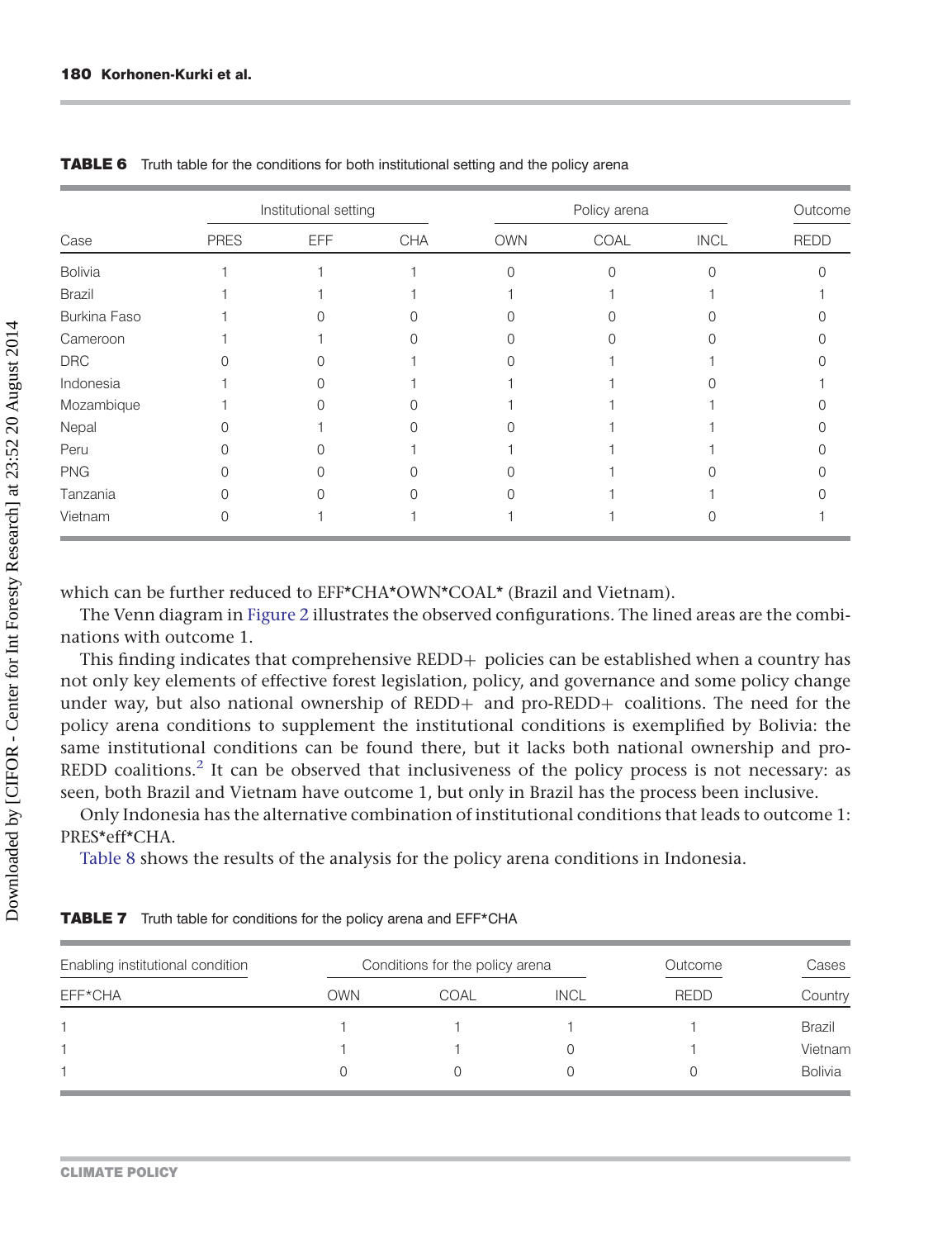**TABLE 6** Truth table for the conditions for both institutional setting and the policy arena

| | Institutional setting | | | Policy arena | | | Outcome |
|---|---|---|---|---|---|---|---|
| Case | PRES | EFF | CHA | OWN | COAL | INCL | REDD |
| Bolivia | 1 | 1 | 1 | 0 | 0 | 0 | 0 |
| Brazil | 1 | 1 | 1 | 1 | 1 | 1 | 1 |
| Burkina Faso | 1 | 0 | 0 | 0 | 0 | 0 | 0 |
| Cameroon | 1 | 1 | 0 | 0 | 0 | 0 | 0 |
| DRC | 0 | 0 | 1 | 0 | 1 | 1 | 0 |
| Indonesia | 1 | 0 | 1 | 1 | 1 | 0 | 1 |
| Mozambique | 1 | 0 | 0 | 1 | 1 | 1 | 0 |
| Nepal | 0 | 1 | 0 | 0 | 1 | 1 | 0 |
| Peru | 0 | 0 | 1 | 1 | 1 | 1 | 0 |
| PNG | 0 | 0 | 0 | 0 | 1 | 0 | 0 |
| Tanzania | 0 | 0 | 0 | 0 | 1 | 1 | 0 |
| Vietnam | 0 | 1 | 1 | 1 | 1 | 0 | 1 |

which can be further reduced to EFF*CHA*OWN*COAL* (Brazil and Vietnam).

The Venn diagram in Figure 2 illustrates the observed configurations. The lined areas are the combinations with outcome 1.

This finding indicates that comprehensive REDD+ policies can be established when a country has not only key elements of effective forest legislation, policy, and governance and some policy change under way, but also national ownership of REDD+ and pro-REDD+ coalitions. The need for the policy arena conditions to supplement the institutional conditions is exemplified by Bolivia: the same institutional conditions can be found there, but it lacks both national ownership and pro-REDD coalitions.[2] It can be observed that inclusiveness of the policy process is not necessary: as seen, both Brazil and Vietnam have outcome 1, but only in Brazil has the process been inclusive.

Only Indonesia has the alternative combination of institutional conditions that leads to outcome 1: PRES*eff*CHA.

Table 8 shows the results of the analysis for the policy arena conditions in Indonesia.

**TABLE 7** Truth table for conditions for the policy arena and EFF*CHA

| Enabling institutional condition | Conditions for the policy arena | | | Outcome | Cases |
|---|---|---|---|---|---|
| EFF*CHA | OWN | COAL | INCL | REDD | Country |
| 1 | 1 | 1 | 1 | 1 | Brazil |
| 1 | 1 | 1 | 0 | 1 | Vietnam |
| 1 | 0 | 0 | 0 | 0 | Bolivia |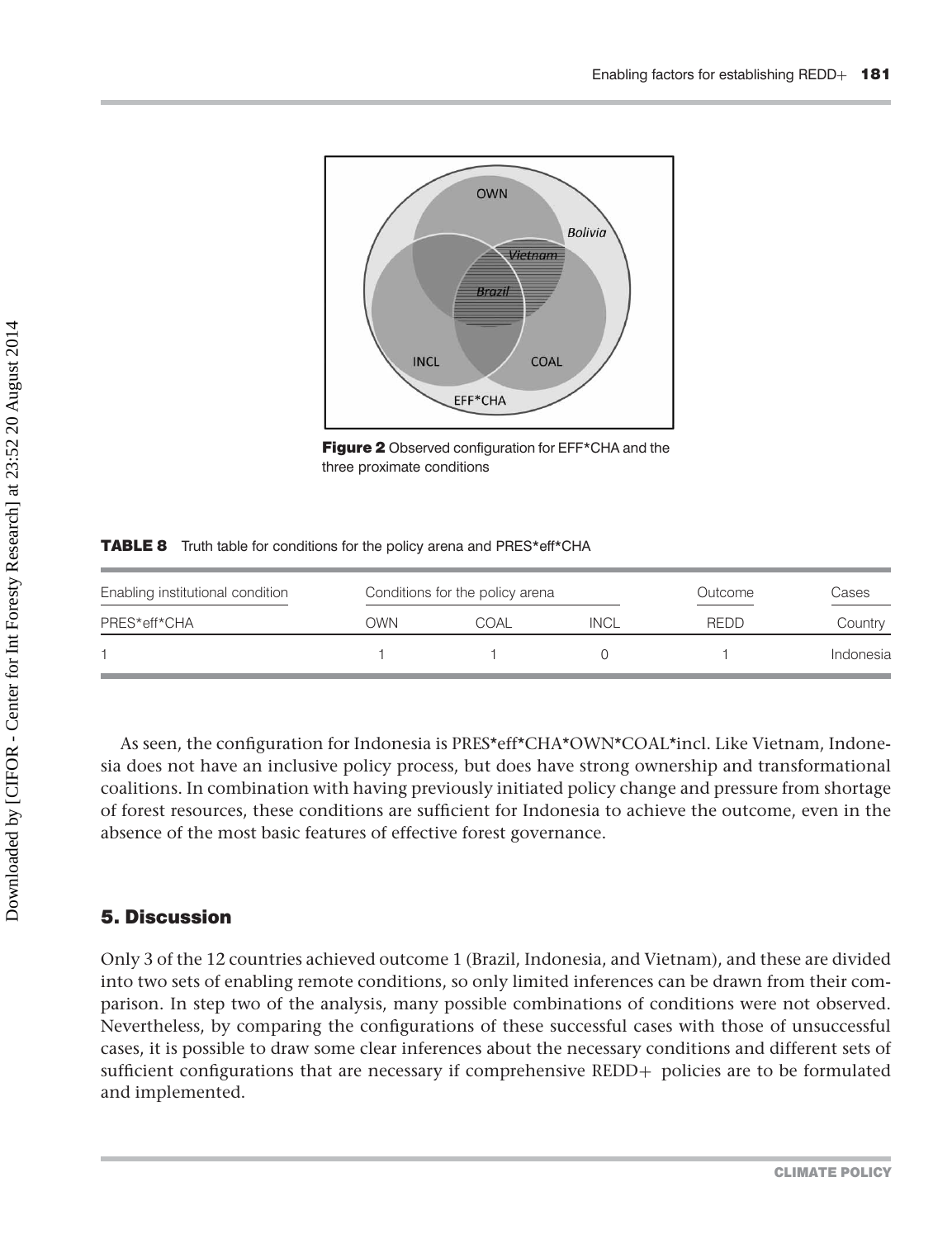Figure 2 Observed configuration for EFF*CHA and the three proximate conditions

**TABLE 8** Truth table for conditions for the policy arena and PRES*eff*CHA

| Enabling institutional condition | Conditions for the policy arena | | | Outcome | Cases |
|---|---|---|---|---|---|
| PRES*eff*CHA | OWN | COAL | INCL | REDD | Country |
| 1 | 1 | 1 | 0 | 1 | Indonesia |

As seen, the configuration for Indonesia is PRES*eff*CHA*OWN*COAL*incl. Like Vietnam, Indonesia does not have an inclusive policy process, but does have strong ownership and transformational coalitions. In combination with having previously initiated policy change and pressure from shortage of forest resources, these conditions are sufficient for Indonesia to achieve the outcome, even in the absence of the most basic features of effective forest governance.

## 5. Discussion

Only 3 of the 12 countries achieved outcome 1 (Brazil, Indonesia, and Vietnam), and these are divided into two sets of enabling remote conditions, so only limited inferences can be drawn from their comparison. In step two of the analysis, many possible combinations of conditions were not observed. Nevertheless, by comparing the configurations of these successful cases with those of unsuccessful cases, it is possible to draw some clear inferences about the necessary conditions and different sets of sufficient configurations that are necessary if comprehensive REDD+ policies are to be formulated and implemented.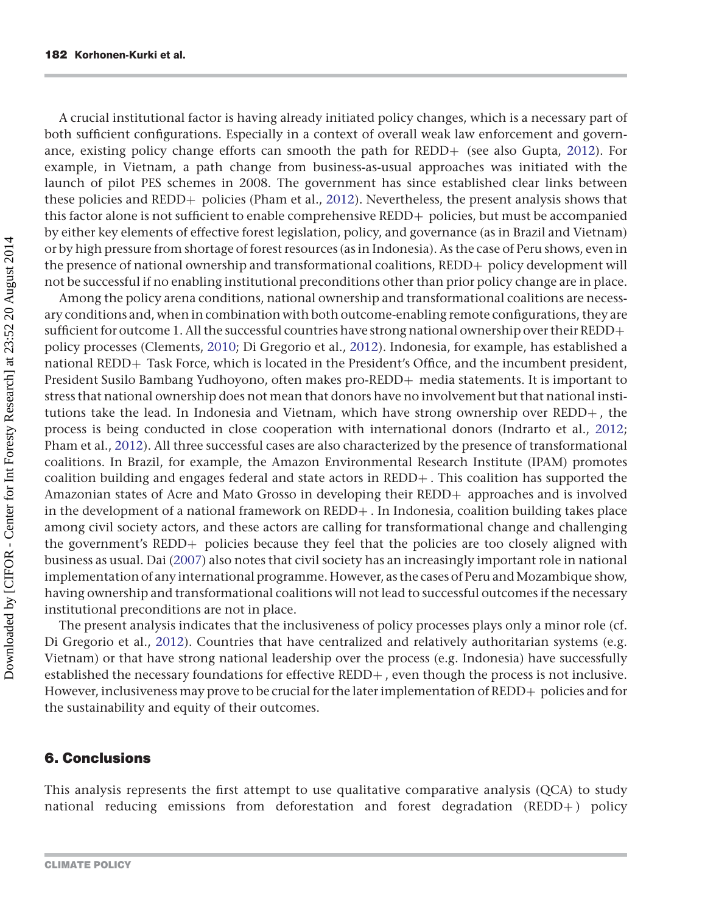A crucial institutional factor is having already initiated policy changes, which is a necessary part of both sufficient configurations. Especially in a context of overall weak law enforcement and governance, existing policy change efforts can smooth the path for REDD+ (see also Gupta, 2012). For example, in Vietnam, a path change from business-as-usual approaches was initiated with the launch of pilot PES schemes in 2008. The government has since established clear links between these policies and REDD+ policies (Pham et al., 2012). Nevertheless, the present analysis shows that this factor alone is not sufficient to enable comprehensive REDD+ policies, but must be accompanied by either key elements of effective forest legislation, policy, and governance (as in Brazil and Vietnam) or by high pressure from shortage of forest resources (as in Indonesia). As the case of Peru shows, even in the presence of national ownership and transformational coalitions, REDD+ policy development will not be successful if no enabling institutional preconditions other than prior policy change are in place.

Among the policy arena conditions, national ownership and transformational coalitions are necessary conditions and, when in combination with both outcome-enabling remote configurations, they are sufficient for outcome 1. All the successful countries have strong national ownership over their REDD+ policy processes (Clements, 2010; Di Gregorio et al., 2012). Indonesia, for example, has established a national REDD+ Task Force, which is located in the President's Office, and the incumbent president, President Susilo Bambang Yudhoyono, often makes pro-REDD+ media statements. It is important to stress that national ownership does not mean that donors have no involvement but that national institutions take the lead. In Indonesia and Vietnam, which have strong ownership over REDD+, the process is being conducted in close cooperation with international donors (Indrarto et al., 2012; Pham et al., 2012). All three successful cases are also characterized by the presence of transformational coalitions. In Brazil, for example, the Amazon Environmental Research Institute (IPAM) promotes coalition building and engages federal and state actors in REDD+. This coalition has supported the Amazonian states of Acre and Mato Grosso in developing their REDD+ approaches and is involved in the development of a national framework on REDD+. In Indonesia, coalition building takes place among civil society actors, and these actors are calling for transformational change and challenging the government's REDD+ policies because they feel that the policies are too closely aligned with business as usual. Dai (2007) also notes that civil society has an increasingly important role in national implementation of any international programme. However, as the cases of Peru and Mozambique show, having ownership and transformational coalitions will not lead to successful outcomes if the necessary institutional preconditions are not in place.

The present analysis indicates that the inclusiveness of policy processes plays only a minor role (cf. Di Gregorio et al., 2012). Countries that have centralized and relatively authoritarian systems (e.g. Vietnam) or that have strong national leadership over the process (e.g. Indonesia) have successfully established the necessary foundations for effective REDD+, even though the process is not inclusive. However, inclusiveness may prove to be crucial for the later implementation of REDD+ policies and for the sustainability and equity of their outcomes.

## 6. Conclusions

This analysis represents the first attempt to use qualitative comparative analysis (QCA) to study national reducing emissions from deforestation and forest degradation (REDD+) policy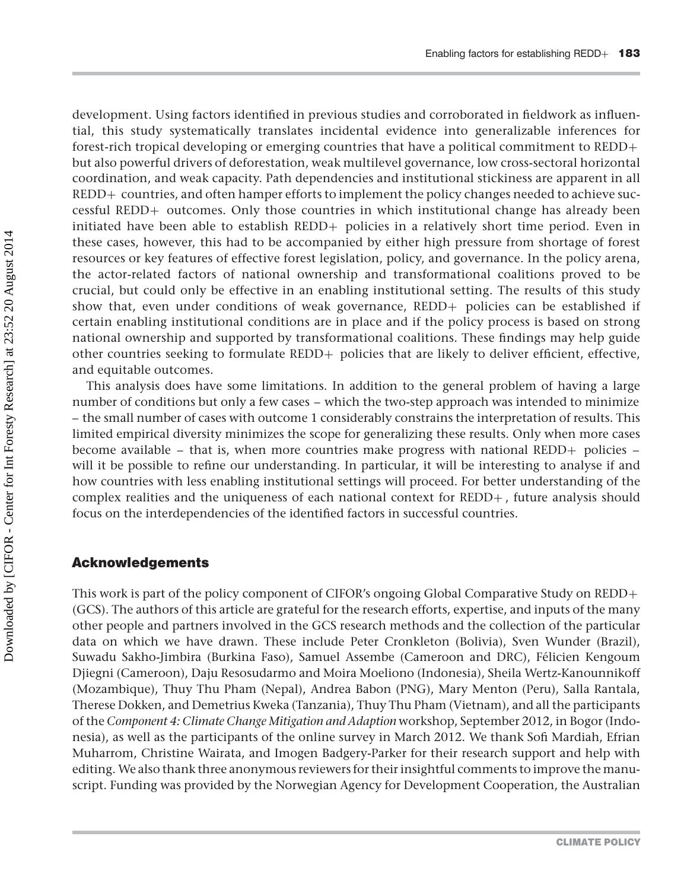development. Using factors identified in previous studies and corroborated in fieldwork as influential, this study systematically translates incidental evidence into generalizable inferences for forest-rich tropical developing or emerging countries that have a political commitment to REDD+ but also powerful drivers of deforestation, weak multilevel governance, low cross-sectoral horizontal coordination, and weak capacity. Path dependencies and institutional stickiness are apparent in all REDD+ countries, and often hamper efforts to implement the policy changes needed to achieve successful REDD+ outcomes. Only those countries in which institutional change has already been initiated have been able to establish REDD+ policies in a relatively short time period. Even in these cases, however, this had to be accompanied by either high pressure from shortage of forest resources or key features of effective forest legislation, policy, and governance. In the policy arena, the actor-related factors of national ownership and transformational coalitions proved to be crucial, but could only be effective in an enabling institutional setting. The results of this study show that, even under conditions of weak governance, REDD+ policies can be established if certain enabling institutional conditions are in place and if the policy process is based on strong national ownership and supported by transformational coalitions. These findings may help guide other countries seeking to formulate REDD+ policies that are likely to deliver efficient, effective, and equitable outcomes.

This analysis does have some limitations. In addition to the general problem of having a large number of conditions but only a few cases – which the two-step approach was intended to minimize – the small number of cases with outcome 1 considerably constrains the interpretation of results. This limited empirical diversity minimizes the scope for generalizing these results. Only when more cases become available – that is, when more countries make progress with national REDD+ policies – will it be possible to refine our understanding. In particular, it will be interesting to analyse if and how countries with less enabling institutional settings will proceed. For better understanding of the complex realities and the uniqueness of each national context for REDD+, future analysis should focus on the interdependencies of the identified factors in successful countries.

## Acknowledgements

This work is part of the policy component of CIFOR's ongoing Global Comparative Study on REDD+ (GCS). The authors of this article are grateful for the research efforts, expertise, and inputs of the many other people and partners involved in the GCS research methods and the collection of the particular data on which we have drawn. These include Peter Cronkleton (Bolivia), Sven Wunder (Brazil), Suwadu Sakho-Jimbira (Burkina Faso), Samuel Assembe (Cameroon and DRC), Félicien Kengoum Djiegni (Cameroon), Daju Resosudarmo and Moira Moeliono (Indonesia), Sheila Wertz-Kanounnikoff (Mozambique), Thuy Thu Pham (Nepal), Andrea Babon (PNG), Mary Menton (Peru), Salla Rantala, Therese Dokken, and Demetrius Kweka (Tanzania), Thuy Thu Pham (Vietnam), and all the participants of the *Component 4: Climate Change Mitigation and Adaption* workshop, September 2012, in Bogor (Indonesia), as well as the participants of the online survey in March 2012. We thank Sofi Mardiah, Efrian Muharrom, Christine Wairata, and Imogen Badgery-Parker for their research support and help with editing. We also thank three anonymous reviewers for their insightful comments to improve the manuscript. Funding was provided by the Norwegian Agency for Development Cooperation, the Australian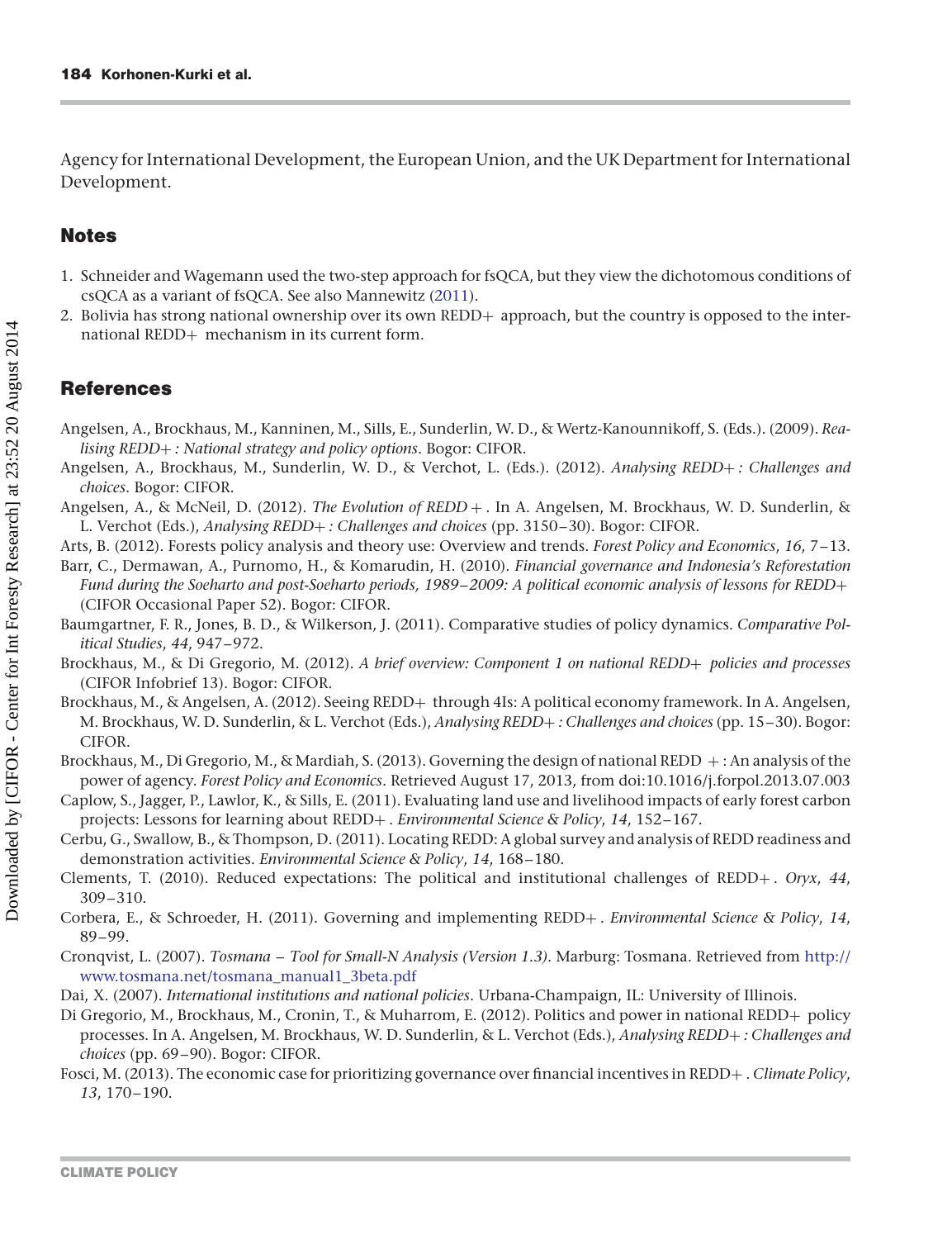Agency for International Development, the European Union, and the UK Department for International Development.

## Notes

1. Schneider and Wagemann used the two-step approach for fsQCA, but they view the dichotomous conditions of csQCA as a variant of fsQCA. See also Mannewitz (2011).
2. Bolivia has strong national ownership over its own REDD+ approach, but the country is opposed to the international REDD+ mechanism in its current form.

## References

Angelsen, A., Brockhaus, M., Kanninen, M., Sills, E., Sunderlin, W. D., & Wertz-Kanounnikoff, S. (Eds.). (2009). *Realising REDD+: National strategy and policy options*. Bogor: CIFOR.

Angelsen, A., Brockhaus, M., Sunderlin, W. D., & Verchot, L. (Eds.). (2012). *Analysing REDD+: Challenges and choices*. Bogor: CIFOR.

Angelsen, A., & McNeil, D. (2012). *The Evolution of REDD+*. In A. Angelsen, M. Brockhaus, W. D. Sunderlin, & L. Verchot (Eds.), *Analysing REDD+: Challenges and choices* (pp. 3150–30). Bogor: CIFOR.

Arts, B. (2012). Forests policy analysis and theory use: Overview and trends. *Forest Policy and Economics*, *16*, 7–13.

Barr, C., Dermawan, A., Purnomo, H., & Komarudin, H. (2010). *Financial governance and Indonesia's Reforestation Fund during the Soeharto and post-Soeharto periods, 1989–2009: A political economic analysis of lessons for REDD+* (CIFOR Occasional Paper 52). Bogor: CIFOR.

Baumgartner, F. R., Jones, B. D., & Wilkerson, J. (2011). Comparative studies of policy dynamics. *Comparative Political Studies*, *44*, 947–972.

Brockhaus, M., & Di Gregorio, M. (2012). *A brief overview: Component 1 on national REDD+ policies and processes* (CIFOR Infobrief 13). Bogor: CIFOR.

Brockhaus, M., & Angelsen, A. (2012). Seeing REDD+ through 4Is: A political economy framework. In A. Angelsen, M. Brockhaus, W. D. Sunderlin, & L. Verchot (Eds.), *Analysing REDD+: Challenges and choices* (pp. 15–30). Bogor: CIFOR.

Brockhaus, M., Di Gregorio, M., & Mardiah, S. (2013). Governing the design of national REDD +: An analysis of the power of agency. *Forest Policy and Economics*. Retrieved August 17, 2013, from doi:10.1016/j.forpol.2013.07.003

Caplow, S., Jagger, P., Lawlor, K., & Sills, E. (2011). Evaluating land use and livelihood impacts of early forest carbon projects: Lessons for learning about REDD+. *Environmental Science & Policy*, *14*, 152–167.

Cerbu, G., Swallow, B., & Thompson, D. (2011). Locating REDD: A global survey and analysis of REDD readiness and demonstration activities. *Environmental Science & Policy*, *14*, 168–180.

Clements, T. (2010). Reduced expectations: The political and institutional challenges of REDD+. *Oryx*, *44*, 309–310.

Corbera, E., & Schroeder, H. (2011). Governing and implementing REDD+. *Environmental Science & Policy*, *14*, 89–99.

Cronqvist, L. (2007). *Tosmana – Tool for Small-N Analysis (Version 1.3)*. Marburg: Tosmana. Retrieved from http://www.tosmana.net/tosmana_manual1_3beta.pdf

Dai, X. (2007). *International institutions and national policies*. Urbana-Champaign, IL: University of Illinois.

Di Gregorio, M., Brockhaus, M., Cronin, T., & Muharrom, E. (2012). Politics and power in national REDD+ policy processes. In A. Angelsen, M. Brockhaus, W. D. Sunderlin, & L. Verchot (Eds.), *Analysing REDD+: Challenges and choices* (pp. 69–90). Bogor: CIFOR.

Fosci, M. (2013). The economic case for prioritizing governance over financial incentives in REDD+. *Climate Policy*, *13*, 170–190.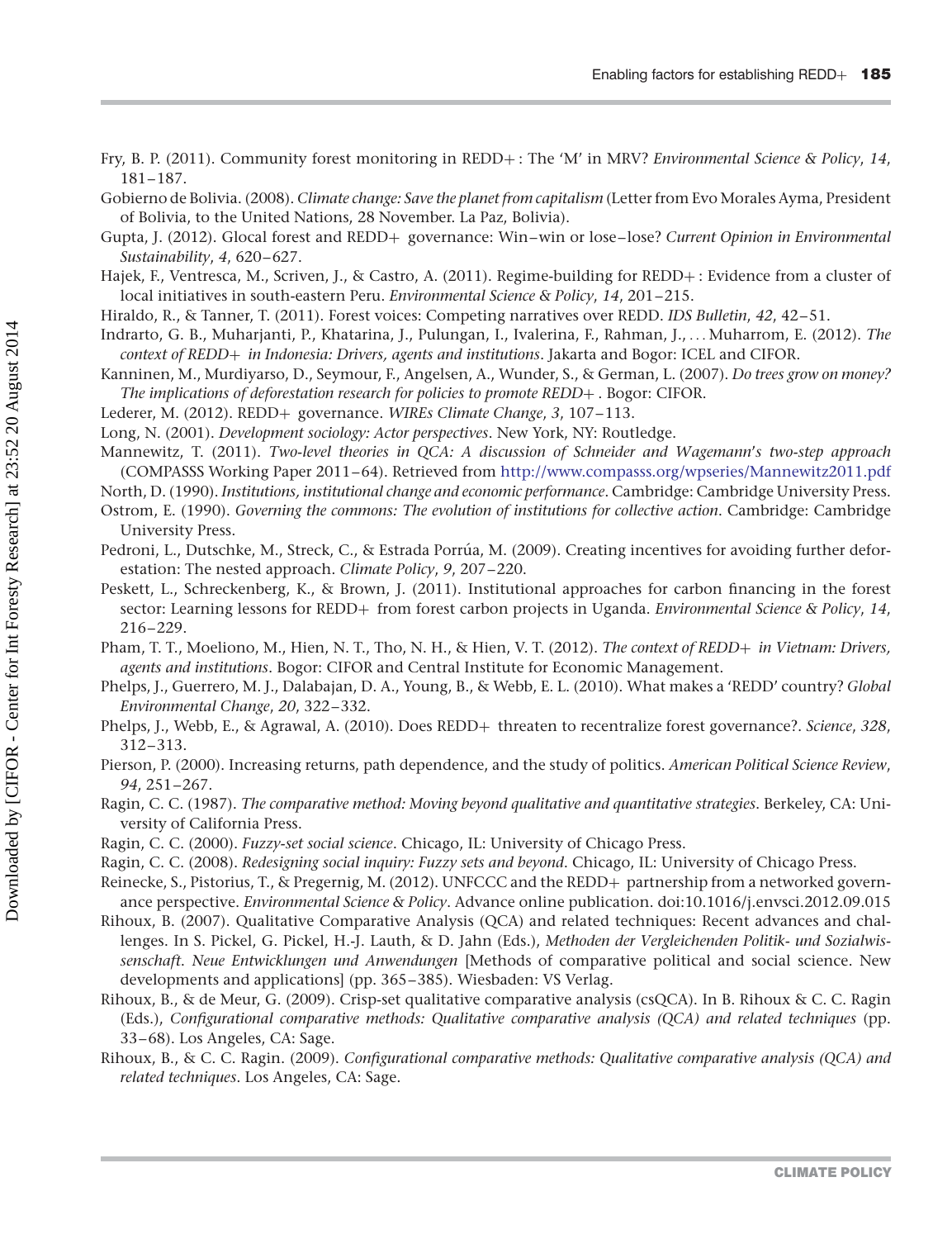Fry, B. P. (2011). Community forest monitoring in REDD+: The 'M' in MRV? *Environmental Science & Policy*, *14*, 181–187.

Gobierno de Bolivia. (2008). *Climate change: Save the planet from capitalism* (Letter from Evo Morales Ayma, President of Bolivia, to the United Nations, 28 November. La Paz, Bolivia).

Gupta, J. (2012). Glocal forest and REDD+ governance: Win–win or lose–lose? *Current Opinion in Environmental Sustainability*, *4*, 620–627.

Hajek, F., Ventresca, M., Scriven, J., & Castro, A. (2011). Regime-building for REDD+: Evidence from a cluster of local initiatives in south-eastern Peru. *Environmental Science & Policy*, *14*, 201–215.

Hiraldo, R., & Tanner, T. (2011). Forest voices: Competing narratives over REDD. *IDS Bulletin*, *42*, 42–51.

Indrarto, G. B., Muharjanti, P., Khatarina, J., Pulungan, I., Ivalerina, F., Rahman, J., ... Muharrom, E. (2012). *The context of REDD+ in Indonesia: Drivers, agents and institutions*. Jakarta and Bogor: ICEL and CIFOR.

Kanninen, M., Murdiyarso, D., Seymour, F., Angelsen, A., Wunder, S., & German, L. (2007). *Do trees grow on money? The implications of deforestation research for policies to promote REDD+*. Bogor: CIFOR.

Lederer, M. (2012). REDD+ governance. *WIREs Climate Change*, *3*, 107–113.

Long, N. (2001). *Development sociology: Actor perspectives*. New York, NY: Routledge.

Mannewitz, T. (2011). *Two-level theories in QCA: A discussion of Schneider and Wagemann's two-step approach* (COMPASSS Working Paper 2011–64). Retrieved from http://www.compasss.org/wpseries/Mannewitz2011.pdf

North, D. (1990). *Institutions, institutional change and economic performance*. Cambridge: Cambridge University Press.

Ostrom, E. (1990). *Governing the commons: The evolution of institutions for collective action*. Cambridge: Cambridge University Press.

Pedroni, L., Dutschke, M., Streck, C., & Estrada Porrúa, M. (2009). Creating incentives for avoiding further deforestation: The nested approach. *Climate Policy*, *9*, 207–220.

Peskett, L., Schreckenberg, K., & Brown, J. (2011). Institutional approaches for carbon financing in the forest sector: Learning lessons for REDD+ from forest carbon projects in Uganda. *Environmental Science & Policy*, *14*, 216–229.

Pham, T. T., Moeliono, M., Hien, N. T., Tho, N. H., & Hien, V. T. (2012). *The context of REDD+ in Vietnam: Drivers, agents and institutions*. Bogor: CIFOR and Central Institute for Economic Management.

Phelps, J., Guerrero, M. J., Dalabajan, D. A., Young, B., & Webb, E. L. (2010). What makes a 'REDD' country? *Global Environmental Change*, *20*, 322–332.

Phelps, J., Webb, E., & Agrawal, A. (2010). Does REDD+ threaten to recentralize forest governance?. *Science*, *328*, 312–313.

Pierson, P. (2000). Increasing returns, path dependence, and the study of politics. *American Political Science Review*, *94*, 251–267.

Ragin, C. C. (1987). *The comparative method: Moving beyond qualitative and quantitative strategies*. Berkeley, CA: University of California Press.

Ragin, C. C. (2000). *Fuzzy-set social science*. Chicago, IL: University of Chicago Press.

Ragin, C. C. (2008). *Redesigning social inquiry: Fuzzy sets and beyond*. Chicago, IL: University of Chicago Press.

Reinecke, S., Pistorius, T., & Pregernig, M. (2012). UNFCCC and the REDD+ partnership from a networked governance perspective. *Environmental Science & Policy*. Advance online publication. doi:10.1016/j.envsci.2012.09.015

Rihoux, B. (2007). Qualitative Comparative Analysis (QCA) and related techniques: Recent advances and challenges. In S. Pickel, G. Pickel, H.-J. Lauth, & D. Jahn (Eds.), *Methoden der Vergleichenden Politik- und Sozialwissenschaft. Neue Entwicklungen und Anwendungen* [Methods of comparative political and social science. New developments and applications] (pp. 365–385). Wiesbaden: VS Verlag.

Rihoux, B., & de Meur, G. (2009). Crisp-set qualitative comparative analysis (csQCA). In B. Rihoux & C. C. Ragin (Eds.), *Configurational comparative methods: Qualitative comparative analysis (QCA) and related techniques* (pp. 33–68). Los Angeles, CA: Sage.

Rihoux, B., & C. C. Ragin. (2009). *Configurational comparative methods: Qualitative comparative analysis (QCA) and related techniques*. Los Angeles, CA: Sage.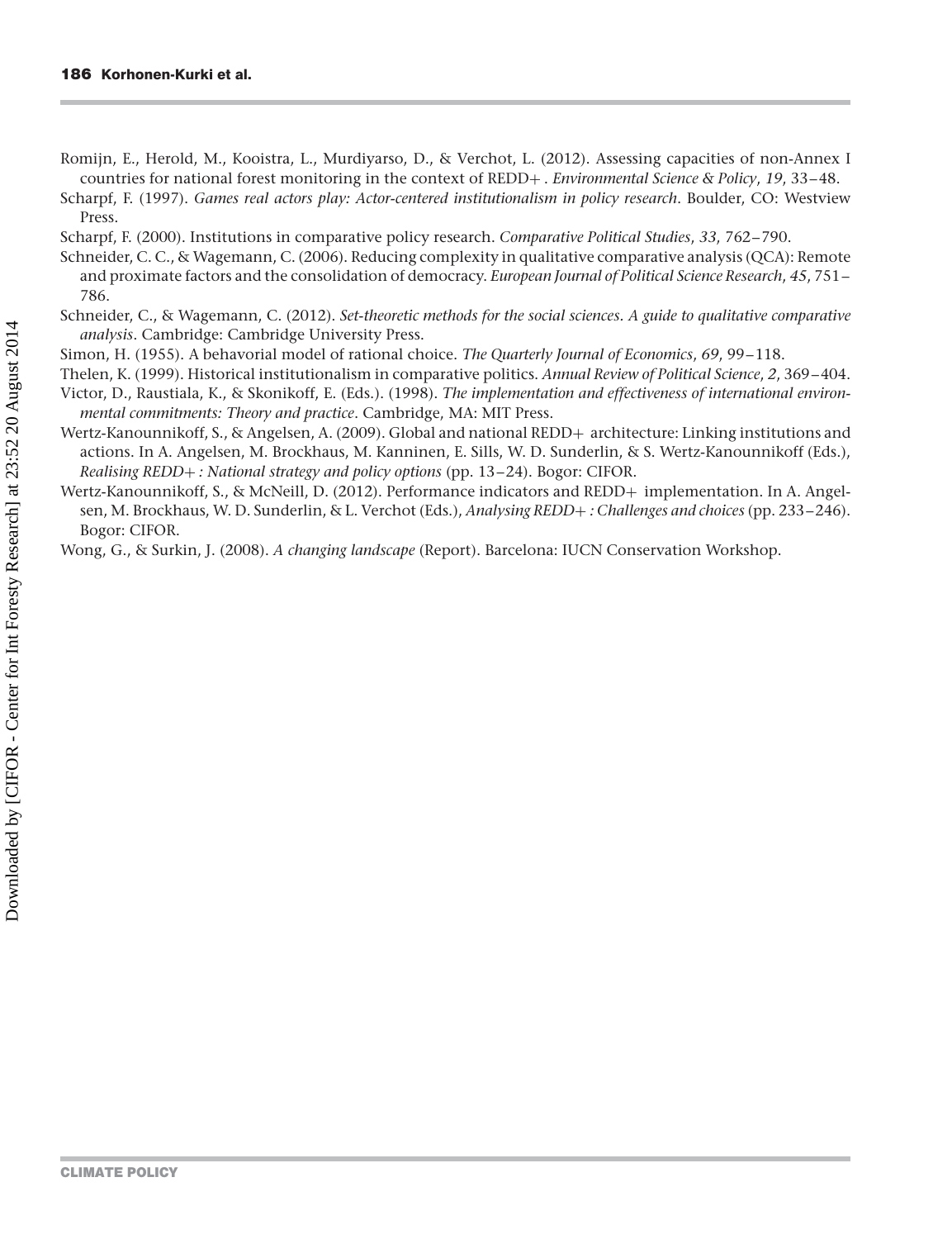Romijn, E., Herold, M., Kooistra, L., Murdiyarso, D., & Verchot, L. (2012). Assessing capacities of non-Annex I countries for national forest monitoring in the context of REDD+. *Environmental Science & Policy*, *19*, 33–48.

Scharpf, F. (1997). *Games real actors play: Actor-centered institutionalism in policy research*. Boulder, CO: Westview Press.

Scharpf, F. (2000). Institutions in comparative policy research. *Comparative Political Studies*, *33*, 762–790.

Schneider, C. C., & Wagemann, C. (2006). Reducing complexity in qualitative comparative analysis (QCA): Remote and proximate factors and the consolidation of democracy. *European Journal of Political Science Research*, *45*, 751–786.

Schneider, C., & Wagemann, C. (2012). *Set-theoretic methods for the social sciences. A guide to qualitative comparative analysis*. Cambridge: Cambridge University Press.

Simon, H. (1955). A behavorial model of rational choice. *The Quarterly Journal of Economics*, *69*, 99–118.

Thelen, K. (1999). Historical institutionalism in comparative politics. *Annual Review of Political Science*, *2*, 369–404.

Victor, D., Raustiala, K., & Skonikoff, E. (Eds.). (1998). *The implementation and effectiveness of international environmental commitments: Theory and practice*. Cambridge, MA: MIT Press.

Wertz-Kanounnikoff, S., & Angelsen, A. (2009). Global and national REDD+ architecture: Linking institutions and actions. In A. Angelsen, M. Brockhaus, M. Kanninen, E. Sills, W. D. Sunderlin, & S. Wertz-Kanounnikoff (Eds.), *Realising REDD+: National strategy and policy options* (pp. 13–24). Bogor: CIFOR.

Wertz-Kanounnikoff, S., & McNeill, D. (2012). Performance indicators and REDD+ implementation. In A. Angelsen, M. Brockhaus, W. D. Sunderlin, & L. Verchot (Eds.), *Analysing REDD+: Challenges and choices* (pp. 233–246). Bogor: CIFOR.

Wong, G., & Surkin, J. (2008). *A changing landscape* (Report). Barcelona: IUCN Conservation Workshop.